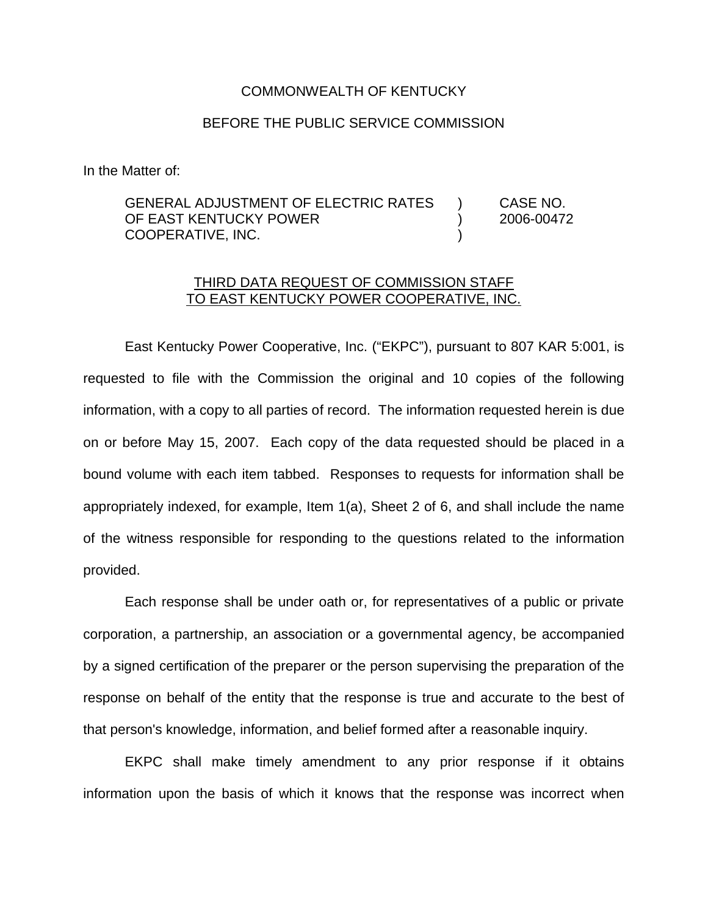COMMONWEALTH OF KENTUCKY

BEFORE THE PUBLIC SERVICE COMMISSION

In the Matter of:

| | | |
|---|---|---|
| GENERAL ADJUSTMENT OF ELECTRIC RATES OF EAST KENTUCKY POWER COOPERATIVE, INC. | ) ) ) | CASE NO. 2006-00472 |

THIRD DATA REQUEST OF COMMISSION STAFF TO EAST KENTUCKY POWER COOPERATIVE, INC.

East Kentucky Power Cooperative, Inc. ("EKPC"), pursuant to 807 KAR 5:001, is requested to file with the Commission the original and 10 copies of the following information, with a copy to all parties of record. The information requested herein is due on or before May 15, 2007. Each copy of the data requested should be placed in a bound volume with each item tabbed. Responses to requests for information shall be appropriately indexed, for example, Item 1(a), Sheet 2 of 6, and shall include the name of the witness responsible for responding to the questions related to the information provided.

Each response shall be under oath or, for representatives of a public or private corporation, a partnership, an association or a governmental agency, be accompanied by a signed certification of the preparer or the person supervising the preparation of the response on behalf of the entity that the response is true and accurate to the best of that person's knowledge, information, and belief formed after a reasonable inquiry.

EKPC shall make timely amendment to any prior response if it obtains information upon the basis of which it knows that the response was incorrect when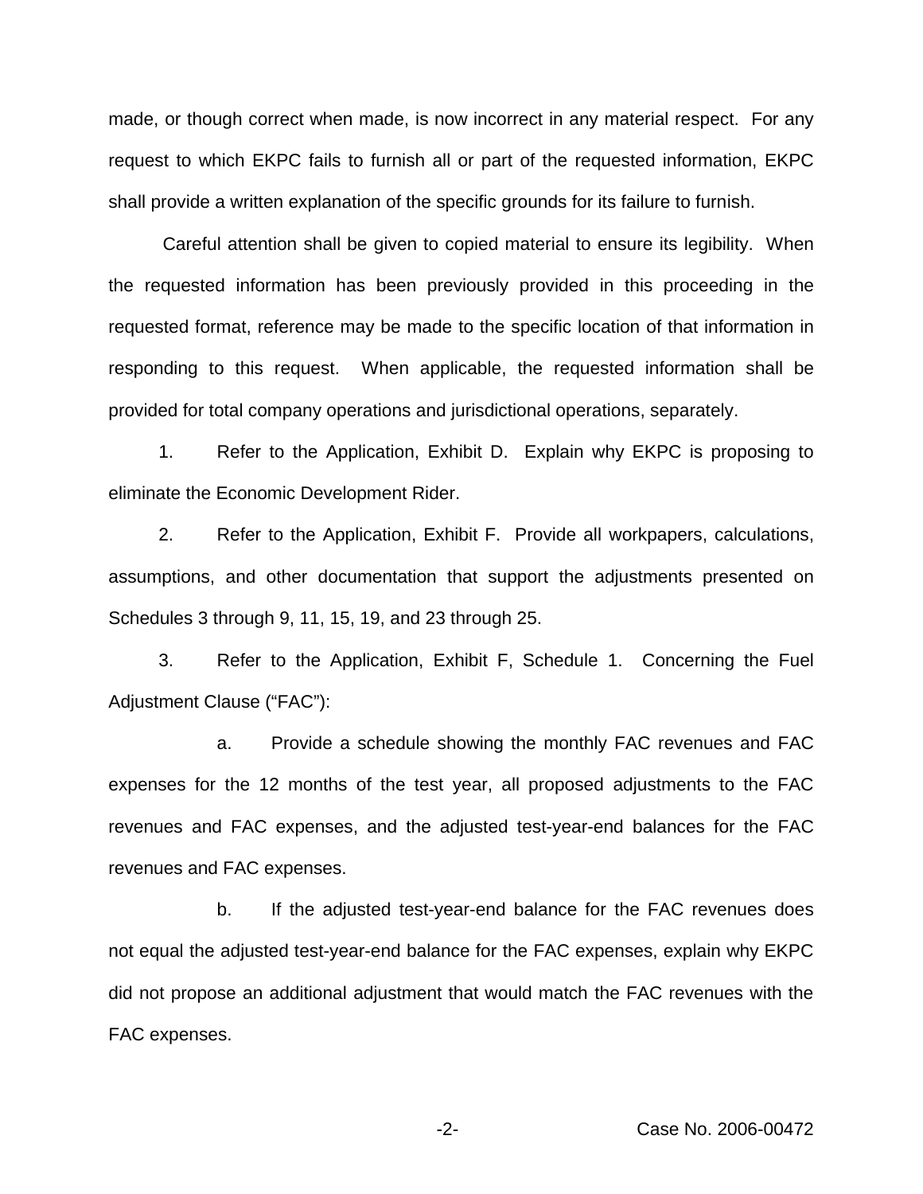made, or though correct when made, is now incorrect in any material respect. For any request to which EKPC fails to furnish all or part of the requested information, EKPC shall provide a written explanation of the specific grounds for its failure to furnish.

Careful attention shall be given to copied material to ensure its legibility. When the requested information has been previously provided in this proceeding in the requested format, reference may be made to the specific location of that information in responding to this request. When applicable, the requested information shall be provided for total company operations and jurisdictional operations, separately.

1. Refer to the Application, Exhibit D. Explain why EKPC is proposing to eliminate the Economic Development Rider.

2. Refer to the Application, Exhibit F. Provide all workpapers, calculations, assumptions, and other documentation that support the adjustments presented on Schedules 3 through 9, 11, 15, 19, and 23 through 25.

3. Refer to the Application, Exhibit F, Schedule 1. Concerning the Fuel Adjustment Clause ("FAC"):

   a. Provide a schedule showing the monthly FAC revenues and FAC expenses for the 12 months of the test year, all proposed adjustments to the FAC revenues and FAC expenses, and the adjusted test-year-end balances for the FAC revenues and FAC expenses.

   b. If the adjusted test-year-end balance for the FAC revenues does not equal the adjusted test-year-end balance for the FAC expenses, explain why EKPC did not propose an additional adjustment that would match the FAC revenues with the FAC expenses.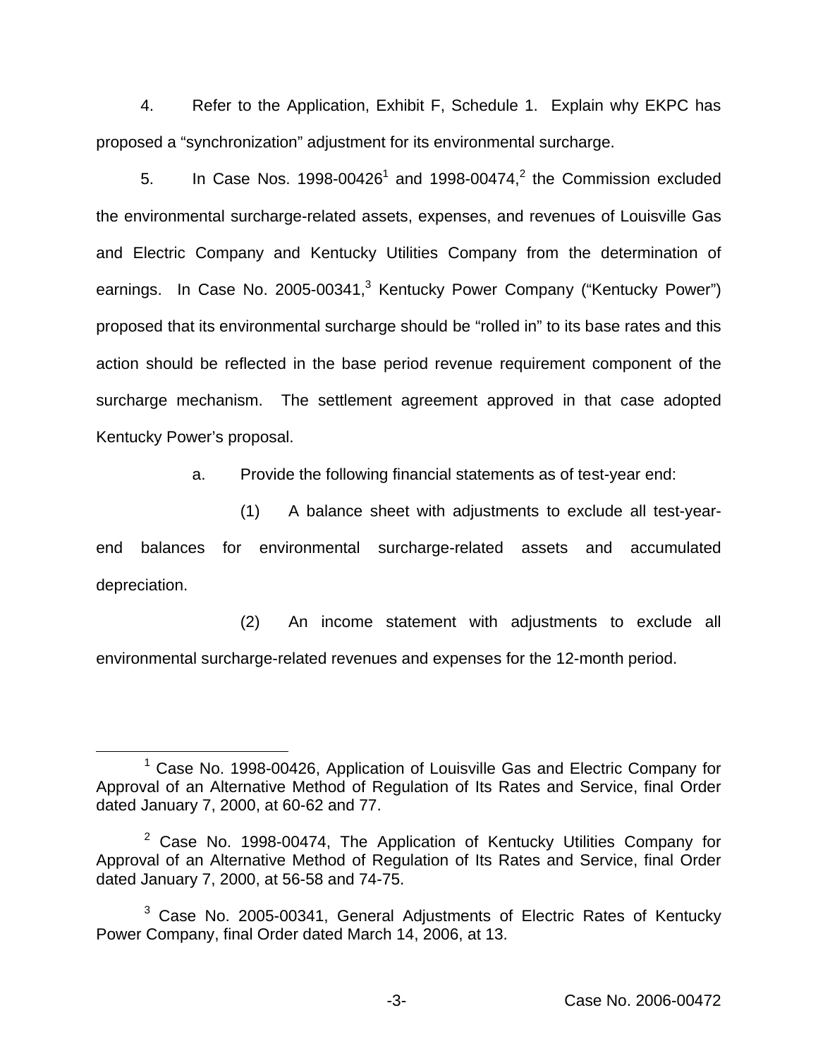4. Refer to the Application, Exhibit F, Schedule 1. Explain why EKPC has proposed a "synchronization" adjustment for its environmental surcharge.

5. In Case Nos. 1998-00426[1] and 1998-00474,[2] the Commission excluded the environmental surcharge-related assets, expenses, and revenues of Louisville Gas and Electric Company and Kentucky Utilities Company from the determination of earnings. In Case No. 2005-00341,[3] Kentucky Power Company ("Kentucky Power") proposed that its environmental surcharge should be "rolled in" to its base rates and this action should be reflected in the base period revenue requirement component of the surcharge mechanism. The settlement agreement approved in that case adopted Kentucky Power's proposal.

a. Provide the following financial statements as of test-year end:

(1) A balance sheet with adjustments to exclude all test-year-end balances for environmental surcharge-related assets and accumulated depreciation.

(2) An income statement with adjustments to exclude all environmental surcharge-related revenues and expenses for the 12-month period.

---

[1] Case No. 1998-00426, Application of Louisville Gas and Electric Company for Approval of an Alternative Method of Regulation of Its Rates and Service, final Order dated January 7, 2000, at 60-62 and 77.

[2] Case No. 1998-00474, The Application of Kentucky Utilities Company for Approval of an Alternative Method of Regulation of Its Rates and Service, final Order dated January 7, 2000, at 56-58 and 74-75.

[3] Case No. 2005-00341, General Adjustments of Electric Rates of Kentucky Power Company, final Order dated March 14, 2006, at 13.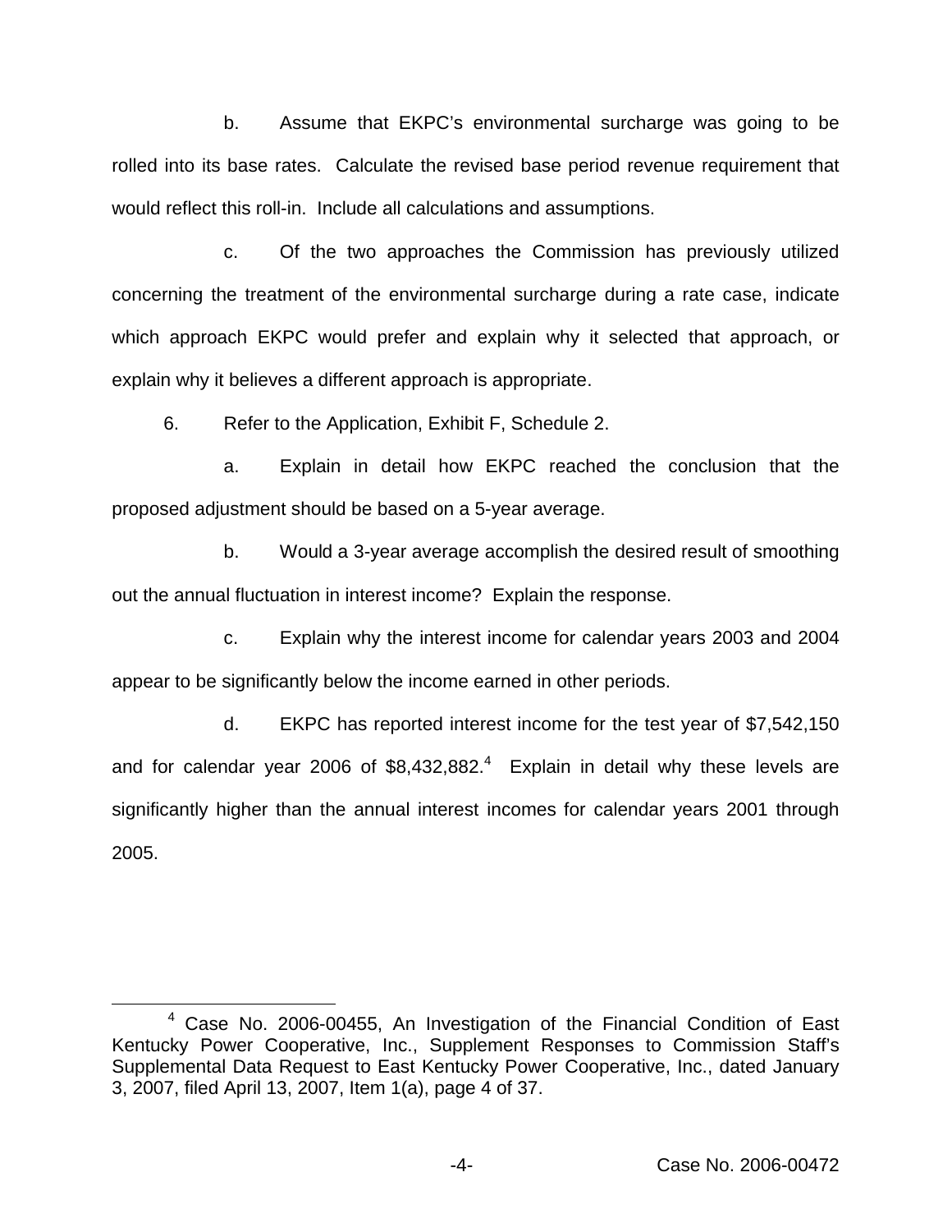b. Assume that EKPC's environmental surcharge was going to be rolled into its base rates. Calculate the revised base period revenue requirement that would reflect this roll-in. Include all calculations and assumptions.

c. Of the two approaches the Commission has previously utilized concerning the treatment of the environmental surcharge during a rate case, indicate which approach EKPC would prefer and explain why it selected that approach, or explain why it believes a different approach is appropriate.

6. Refer to the Application, Exhibit F, Schedule 2.

a. Explain in detail how EKPC reached the conclusion that the proposed adjustment should be based on a 5-year average.

b. Would a 3-year average accomplish the desired result of smoothing out the annual fluctuation in interest income? Explain the response.

c. Explain why the interest income for calendar years 2003 and 2004 appear to be significantly below the income earned in other periods.

d. EKPC has reported interest income for the test year of $7,542,150 and for calendar year 2006 of $8,432,882.[4] Explain in detail why these levels are significantly higher than the annual interest incomes for calendar years 2001 through 2005.

---

[4] Case No. 2006-00455, An Investigation of the Financial Condition of East Kentucky Power Cooperative, Inc., Supplement Responses to Commission Staff's Supplemental Data Request to East Kentucky Power Cooperative, Inc., dated January 3, 2007, filed April 13, 2007, Item 1(a), page 4 of 37.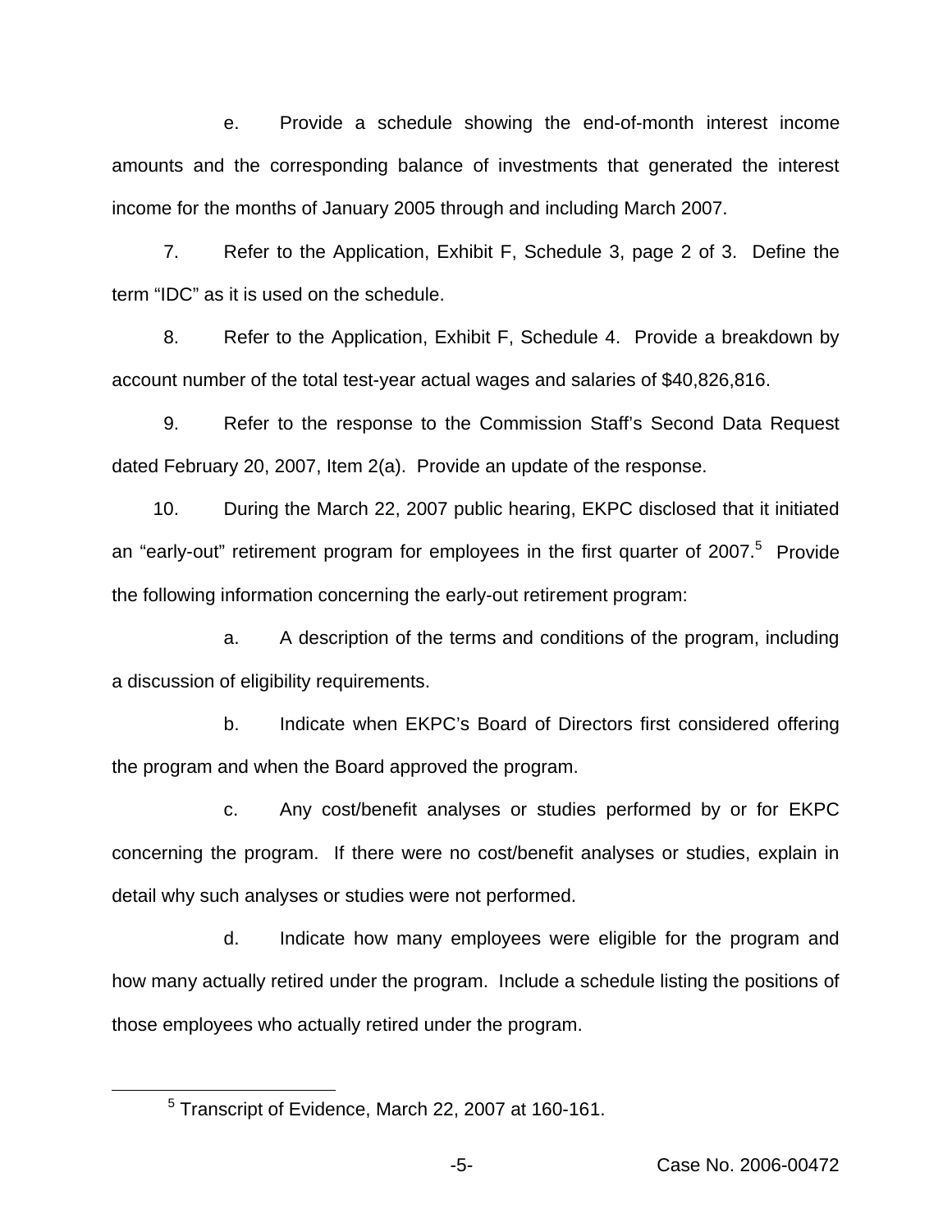e. Provide a schedule showing the end-of-month interest income amounts and the corresponding balance of investments that generated the interest income for the months of January 2005 through and including March 2007.

7. Refer to the Application, Exhibit F, Schedule 3, page 2 of 3. Define the term "IDC" as it is used on the schedule.

8. Refer to the Application, Exhibit F, Schedule 4. Provide a breakdown by account number of the total test-year actual wages and salaries of $40,826,816.

9. Refer to the response to the Commission Staff's Second Data Request dated February 20, 2007, Item 2(a). Provide an update of the response.

10. During the March 22, 2007 public hearing, EKPC disclosed that it initiated an "early-out" retirement program for employees in the first quarter of 2007.[5] Provide the following information concerning the early-out retirement program:

a. A description of the terms and conditions of the program, including a discussion of eligibility requirements.

b. Indicate when EKPC's Board of Directors first considered offering the program and when the Board approved the program.

c. Any cost/benefit analyses or studies performed by or for EKPC concerning the program. If there were no cost/benefit analyses or studies, explain in detail why such analyses or studies were not performed.

d. Indicate how many employees were eligible for the program and how many actually retired under the program. Include a schedule listing the positions of those employees who actually retired under the program.

[5] Transcript of Evidence, March 22, 2007 at 160-161.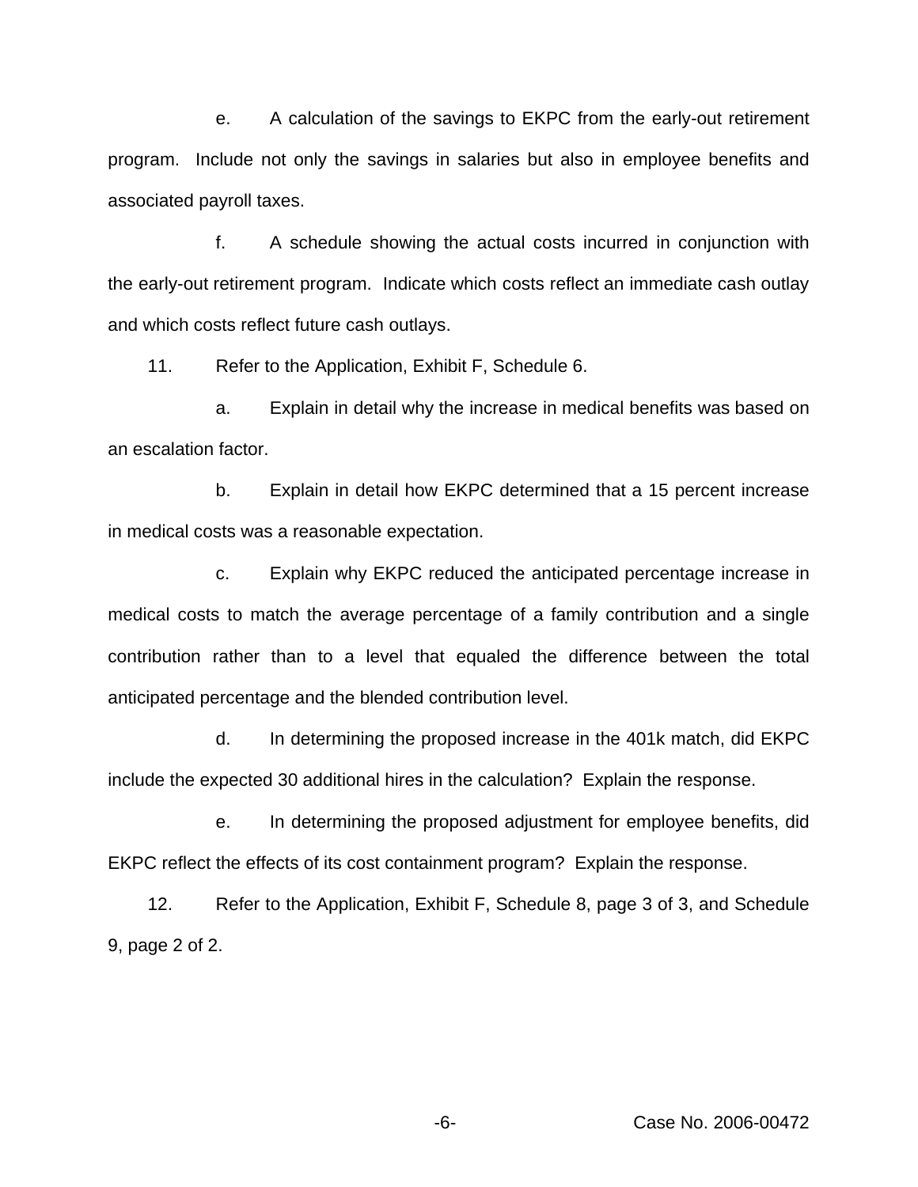e. A calculation of the savings to EKPC from the early-out retirement program. Include not only the savings in salaries but also in employee benefits and associated payroll taxes.

f. A schedule showing the actual costs incurred in conjunction with the early-out retirement program. Indicate which costs reflect an immediate cash outlay and which costs reflect future cash outlays.

11. Refer to the Application, Exhibit F, Schedule 6.

a. Explain in detail why the increase in medical benefits was based on an escalation factor.

b. Explain in detail how EKPC determined that a 15 percent increase in medical costs was a reasonable expectation.

c. Explain why EKPC reduced the anticipated percentage increase in medical costs to match the average percentage of a family contribution and a single contribution rather than to a level that equaled the difference between the total anticipated percentage and the blended contribution level.

d. In determining the proposed increase in the 401k match, did EKPC include the expected 30 additional hires in the calculation? Explain the response.

e. In determining the proposed adjustment for employee benefits, did EKPC reflect the effects of its cost containment program? Explain the response.

12. Refer to the Application, Exhibit F, Schedule 8, page 3 of 3, and Schedule 9, page 2 of 2.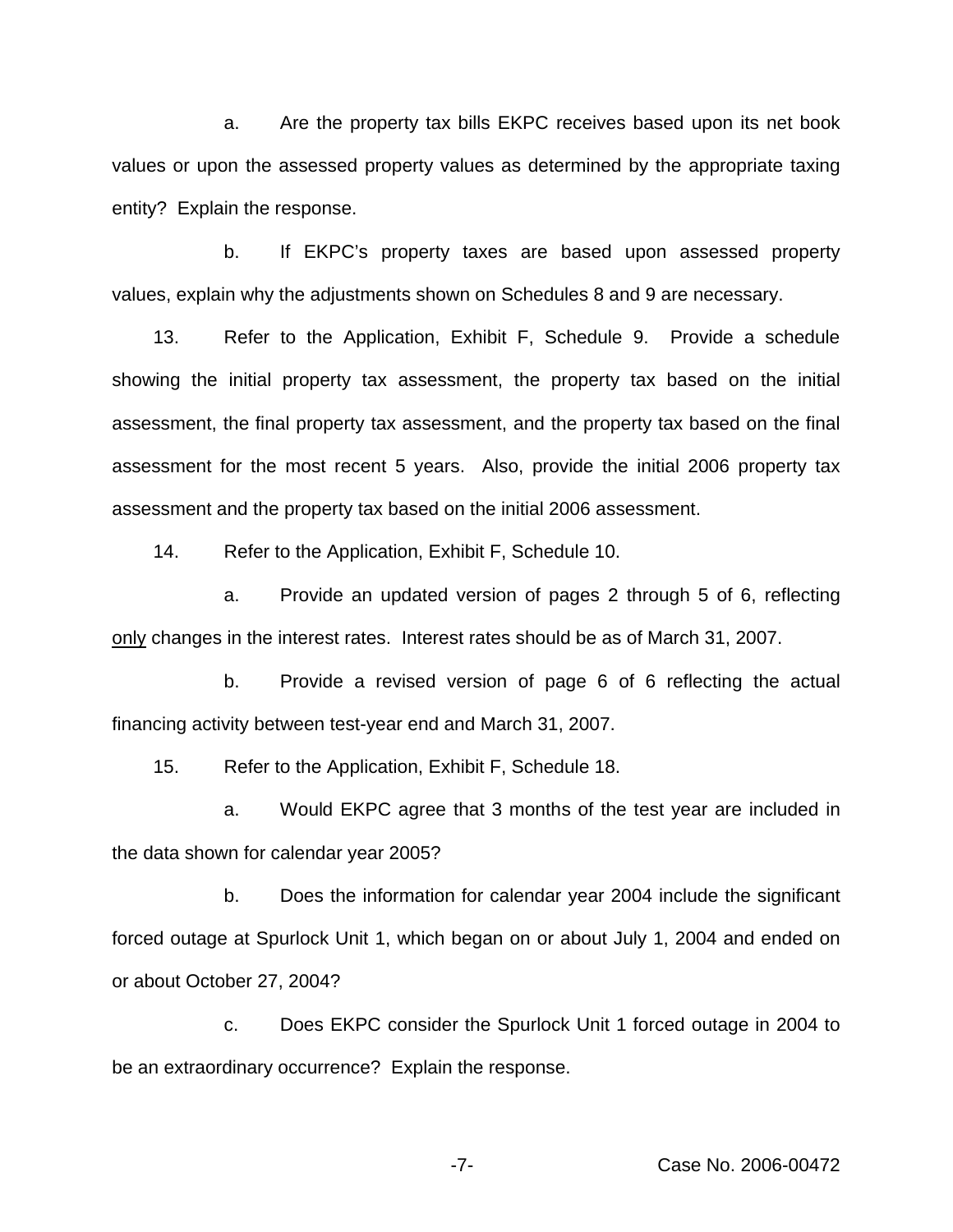a. Are the property tax bills EKPC receives based upon its net book values or upon the assessed property values as determined by the appropriate taxing entity? Explain the response.

b. If EKPC's property taxes are based upon assessed property values, explain why the adjustments shown on Schedules 8 and 9 are necessary.

13. Refer to the Application, Exhibit F, Schedule 9. Provide a schedule showing the initial property tax assessment, the property tax based on the initial assessment, the final property tax assessment, and the property tax based on the final assessment for the most recent 5 years. Also, provide the initial 2006 property tax assessment and the property tax based on the initial 2006 assessment.

14. Refer to the Application, Exhibit F, Schedule 10.

a. Provide an updated version of pages 2 through 5 of 6, reflecting <u>only</u> changes in the interest rates. Interest rates should be as of March 31, 2007.

b. Provide a revised version of page 6 of 6 reflecting the actual financing activity between test-year end and March 31, 2007.

15. Refer to the Application, Exhibit F, Schedule 18.

a. Would EKPC agree that 3 months of the test year are included in the data shown for calendar year 2005?

b. Does the information for calendar year 2004 include the significant forced outage at Spurlock Unit 1, which began on or about July 1, 2004 and ended on or about October 27, 2004?

c. Does EKPC consider the Spurlock Unit 1 forced outage in 2004 to be an extraordinary occurrence? Explain the response.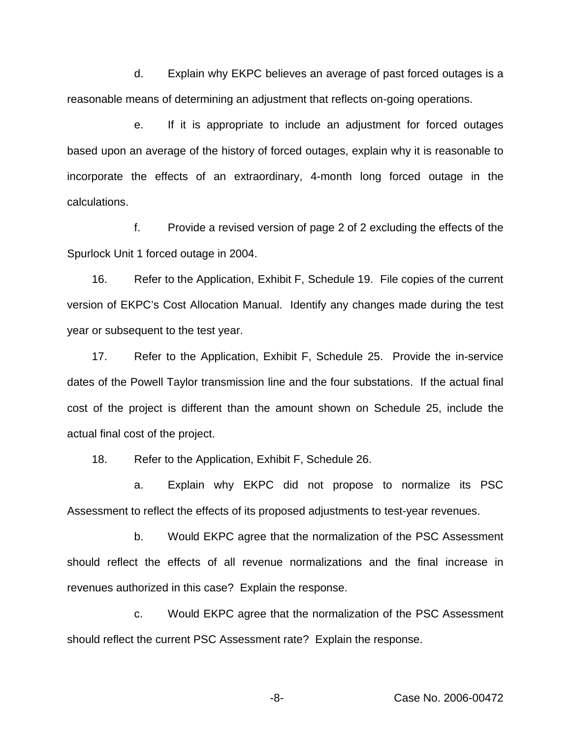d. Explain why EKPC believes an average of past forced outages is a reasonable means of determining an adjustment that reflects on-going operations.

e. If it is appropriate to include an adjustment for forced outages based upon an average of the history of forced outages, explain why it is reasonable to incorporate the effects of an extraordinary, 4-month long forced outage in the calculations.

f. Provide a revised version of page 2 of 2 excluding the effects of the Spurlock Unit 1 forced outage in 2004.

16. Refer to the Application, Exhibit F, Schedule 19. File copies of the current version of EKPC's Cost Allocation Manual. Identify any changes made during the test year or subsequent to the test year.

17. Refer to the Application, Exhibit F, Schedule 25. Provide the in-service dates of the Powell Taylor transmission line and the four substations. If the actual final cost of the project is different than the amount shown on Schedule 25, include the actual final cost of the project.

18. Refer to the Application, Exhibit F, Schedule 26.

a. Explain why EKPC did not propose to normalize its PSC Assessment to reflect the effects of its proposed adjustments to test-year revenues.

b. Would EKPC agree that the normalization of the PSC Assessment should reflect the effects of all revenue normalizations and the final increase in revenues authorized in this case? Explain the response.

c. Would EKPC agree that the normalization of the PSC Assessment should reflect the current PSC Assessment rate? Explain the response.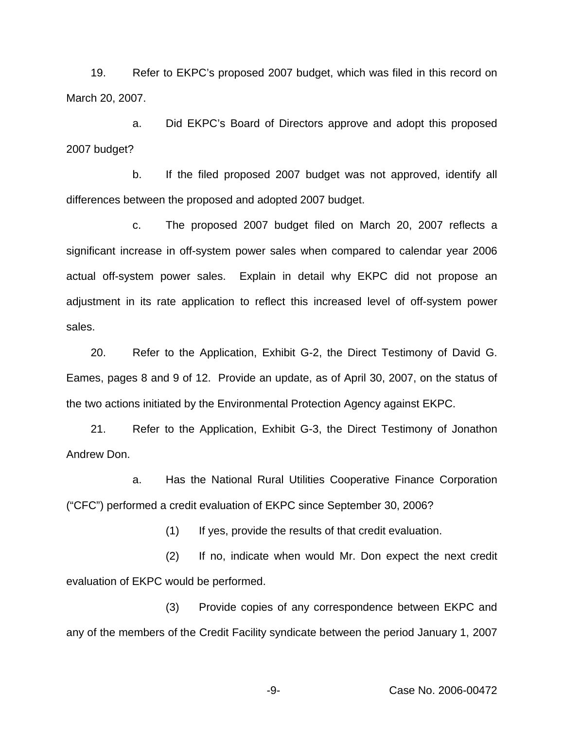19. Refer to EKPC's proposed 2007 budget, which was filed in this record on March 20, 2007.

a. Did EKPC's Board of Directors approve and adopt this proposed 2007 budget?

b. If the filed proposed 2007 budget was not approved, identify all differences between the proposed and adopted 2007 budget.

c. The proposed 2007 budget filed on March 20, 2007 reflects a significant increase in off-system power sales when compared to calendar year 2006 actual off-system power sales. Explain in detail why EKPC did not propose an adjustment in its rate application to reflect this increased level of off-system power sales.

20. Refer to the Application, Exhibit G-2, the Direct Testimony of David G. Eames, pages 8 and 9 of 12. Provide an update, as of April 30, 2007, on the status of the two actions initiated by the Environmental Protection Agency against EKPC.

21. Refer to the Application, Exhibit G-3, the Direct Testimony of Jonathon Andrew Don.

a. Has the National Rural Utilities Cooperative Finance Corporation ("CFC") performed a credit evaluation of EKPC since September 30, 2006?

(1) If yes, provide the results of that credit evaluation.

(2) If no, indicate when would Mr. Don expect the next credit evaluation of EKPC would be performed.

(3) Provide copies of any correspondence between EKPC and any of the members of the Credit Facility syndicate between the period January 1, 2007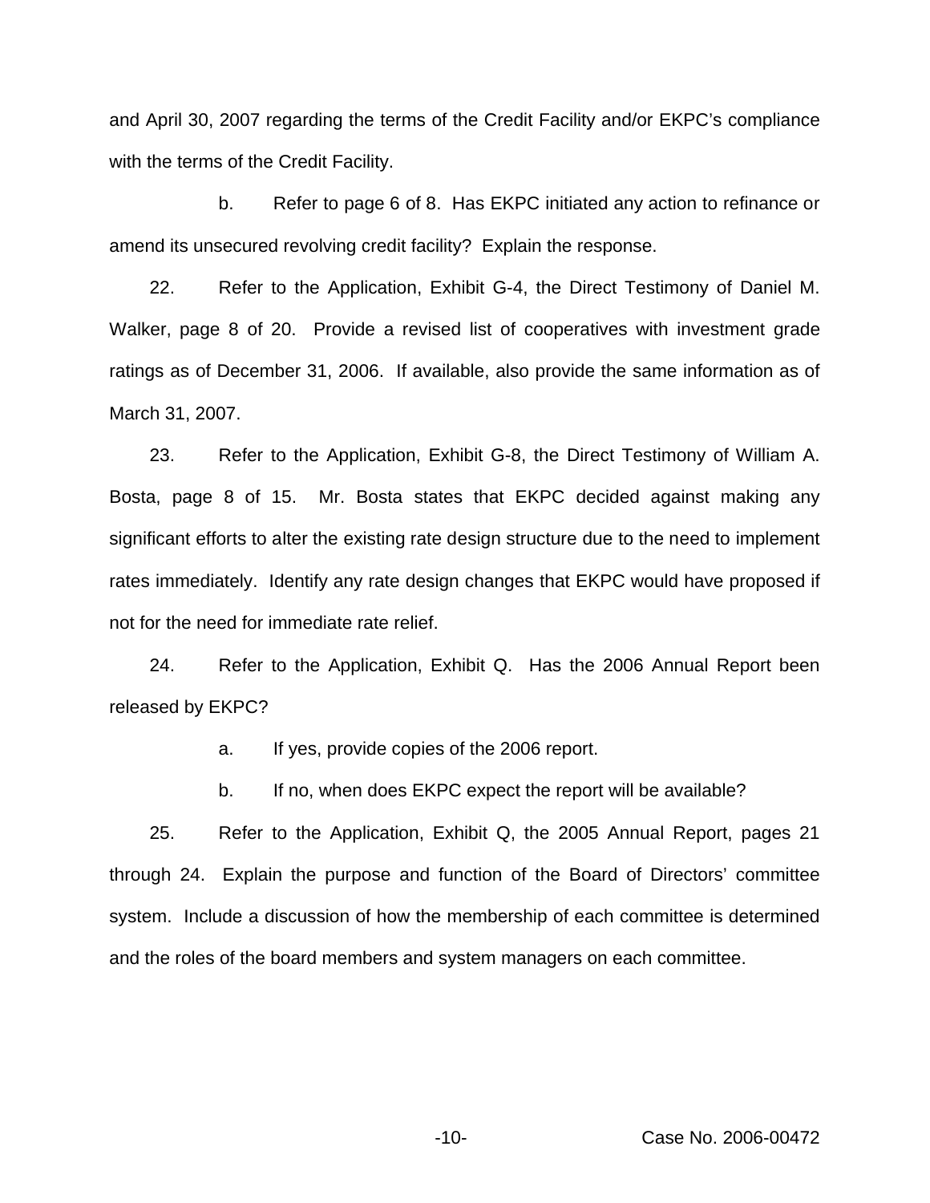and April 30, 2007 regarding the terms of the Credit Facility and/or EKPC's compliance with the terms of the Credit Facility.

b. Refer to page 6 of 8. Has EKPC initiated any action to refinance or amend its unsecured revolving credit facility? Explain the response.

22. Refer to the Application, Exhibit G-4, the Direct Testimony of Daniel M. Walker, page 8 of 20. Provide a revised list of cooperatives with investment grade ratings as of December 31, 2006. If available, also provide the same information as of March 31, 2007.

23. Refer to the Application, Exhibit G-8, the Direct Testimony of William A. Bosta, page 8 of 15. Mr. Bosta states that EKPC decided against making any significant efforts to alter the existing rate design structure due to the need to implement rates immediately. Identify any rate design changes that EKPC would have proposed if not for the need for immediate rate relief.

24. Refer to the Application, Exhibit Q. Has the 2006 Annual Report been released by EKPC?

a. If yes, provide copies of the 2006 report.

b. If no, when does EKPC expect the report will be available?

25. Refer to the Application, Exhibit Q, the 2005 Annual Report, pages 21 through 24. Explain the purpose and function of the Board of Directors' committee system. Include a discussion of how the membership of each committee is determined and the roles of the board members and system managers on each committee.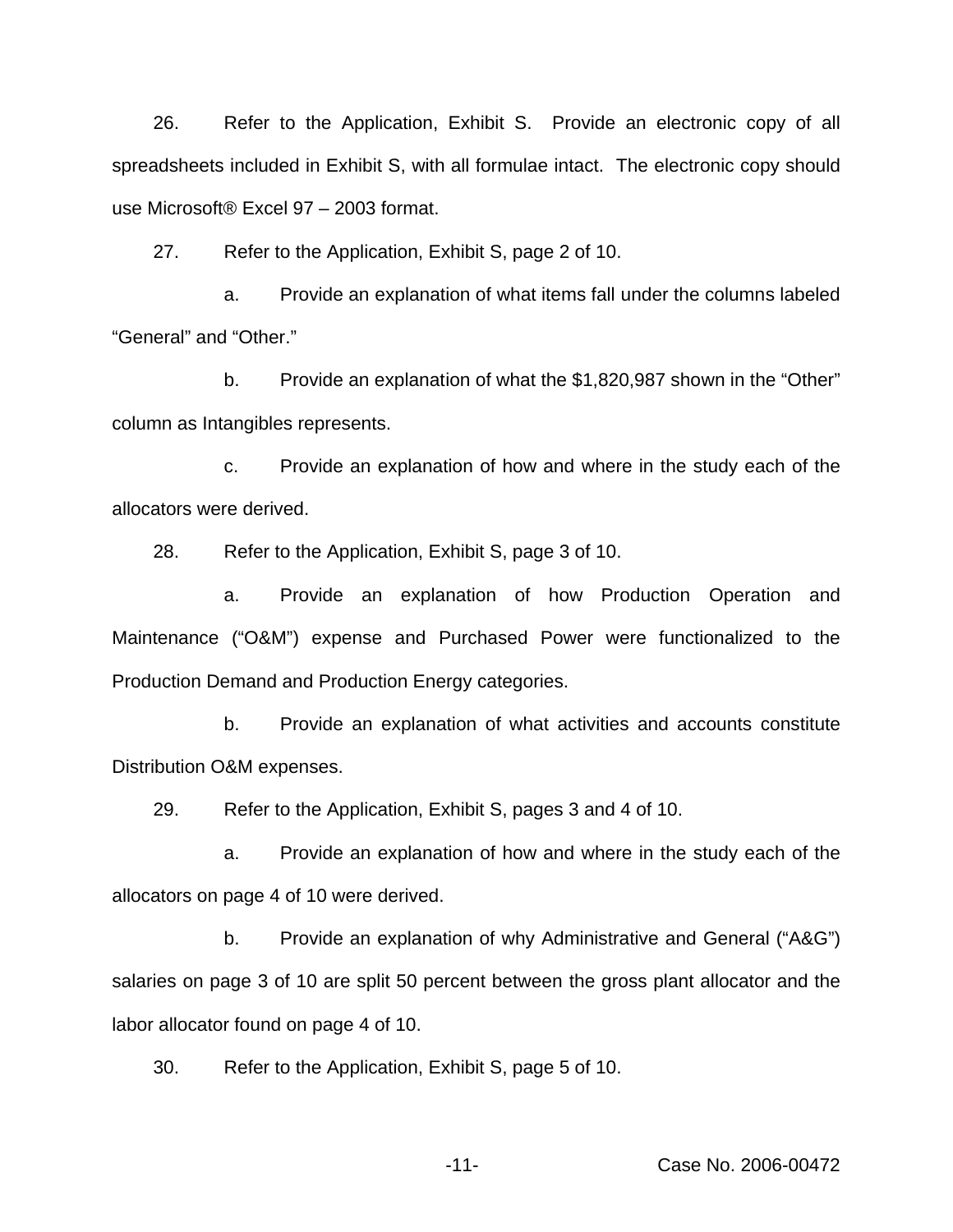26. Refer to the Application, Exhibit S. Provide an electronic copy of all spreadsheets included in Exhibit S, with all formulae intact. The electronic copy should use Microsoft® Excel 97 – 2003 format.

27. Refer to the Application, Exhibit S, page 2 of 10.

a. Provide an explanation of what items fall under the columns labeled "General" and "Other."

b. Provide an explanation of what the $1,820,987 shown in the "Other" column as Intangibles represents.

c. Provide an explanation of how and where in the study each of the allocators were derived.

28. Refer to the Application, Exhibit S, page 3 of 10.

a. Provide an explanation of how Production Operation and Maintenance ("O&M") expense and Purchased Power were functionalized to the Production Demand and Production Energy categories.

b. Provide an explanation of what activities and accounts constitute Distribution O&M expenses.

29. Refer to the Application, Exhibit S, pages 3 and 4 of 10.

a. Provide an explanation of how and where in the study each of the allocators on page 4 of 10 were derived.

b. Provide an explanation of why Administrative and General ("A&G") salaries on page 3 of 10 are split 50 percent between the gross plant allocator and the labor allocator found on page 4 of 10.

30. Refer to the Application, Exhibit S, page 5 of 10.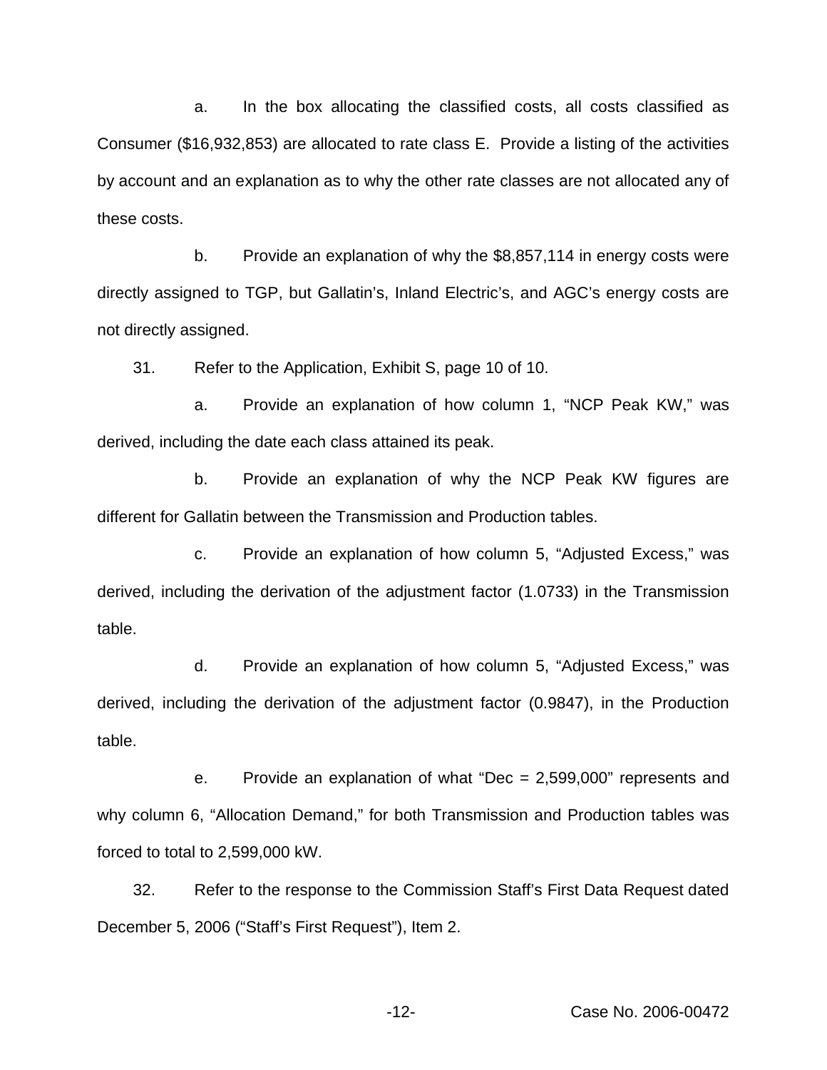a. In the box allocating the classified costs, all costs classified as Consumer ($16,932,853) are allocated to rate class E. Provide a listing of the activities by account and an explanation as to why the other rate classes are not allocated any of these costs.

b. Provide an explanation of why the $8,857,114 in energy costs were directly assigned to TGP, but Gallatin's, Inland Electric's, and AGC's energy costs are not directly assigned.

31. Refer to the Application, Exhibit S, page 10 of 10.

a. Provide an explanation of how column 1, "NCP Peak KW," was derived, including the date each class attained its peak.

b. Provide an explanation of why the NCP Peak KW figures are different for Gallatin between the Transmission and Production tables.

c. Provide an explanation of how column 5, "Adjusted Excess," was derived, including the derivation of the adjustment factor (1.0733) in the Transmission table.

d. Provide an explanation of how column 5, "Adjusted Excess," was derived, including the derivation of the adjustment factor (0.9847), in the Production table.

e. Provide an explanation of what "Dec = 2,599,000" represents and why column 6, "Allocation Demand," for both Transmission and Production tables was forced to total to 2,599,000 kW.

32. Refer to the response to the Commission Staff's First Data Request dated December 5, 2006 ("Staff's First Request"), Item 2.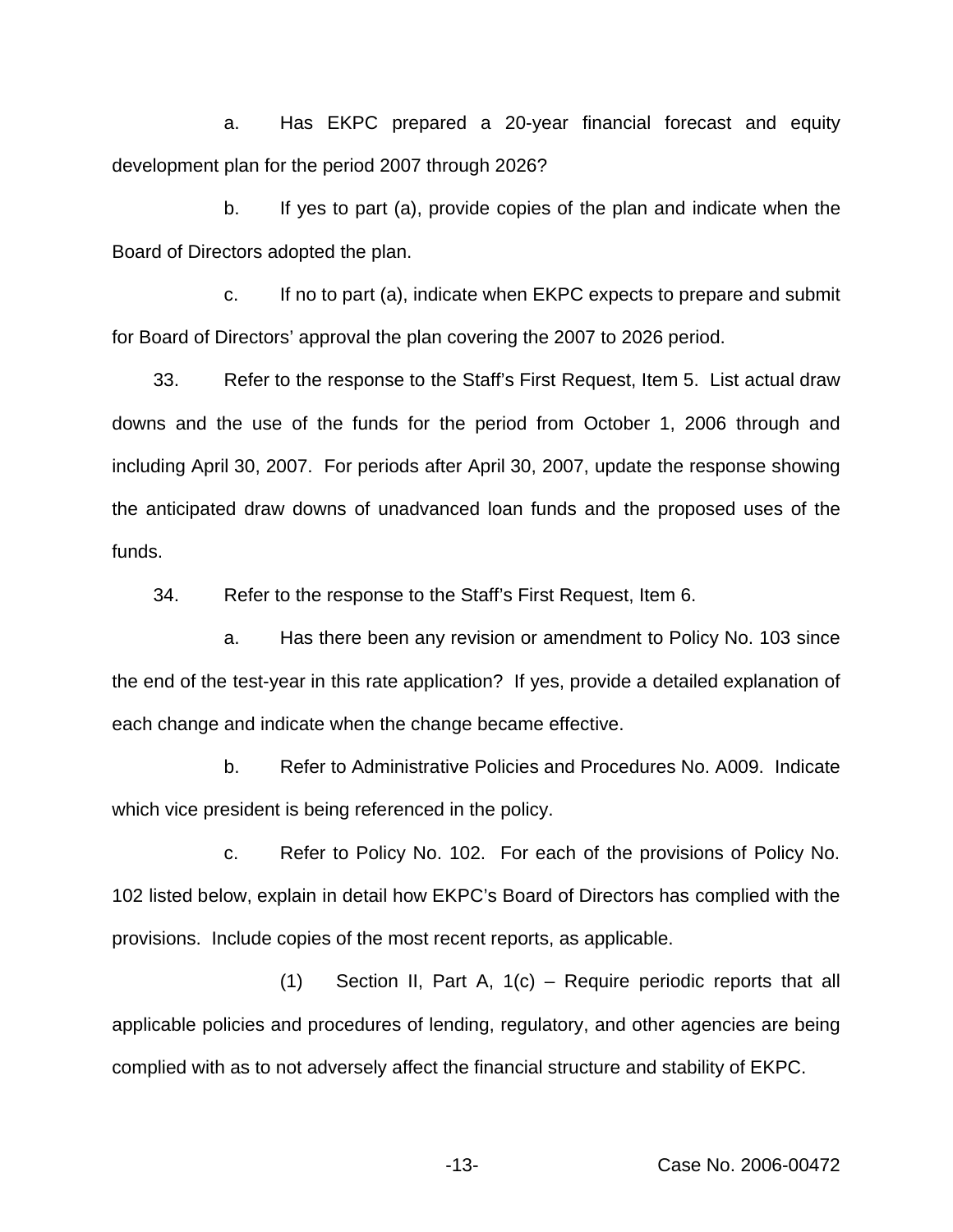a. Has EKPC prepared a 20-year financial forecast and equity development plan for the period 2007 through 2026?

b. If yes to part (a), provide copies of the plan and indicate when the Board of Directors adopted the plan.

c. If no to part (a), indicate when EKPC expects to prepare and submit for Board of Directors' approval the plan covering the 2007 to 2026 period.

33. Refer to the response to the Staff's First Request, Item 5. List actual draw downs and the use of the funds for the period from October 1, 2006 through and including April 30, 2007. For periods after April 30, 2007, update the response showing the anticipated draw downs of unadvanced loan funds and the proposed uses of the funds.

34. Refer to the response to the Staff's First Request, Item 6.

a. Has there been any revision or amendment to Policy No. 103 since the end of the test-year in this rate application? If yes, provide a detailed explanation of each change and indicate when the change became effective.

b. Refer to Administrative Policies and Procedures No. A009. Indicate which vice president is being referenced in the policy.

c. Refer to Policy No. 102. For each of the provisions of Policy No. 102 listed below, explain in detail how EKPC's Board of Directors has complied with the provisions. Include copies of the most recent reports, as applicable.

(1) Section II, Part A, 1(c) – Require periodic reports that all applicable policies and procedures of lending, regulatory, and other agencies are being complied with as to not adversely affect the financial structure and stability of EKPC.

Case No. 2006-00472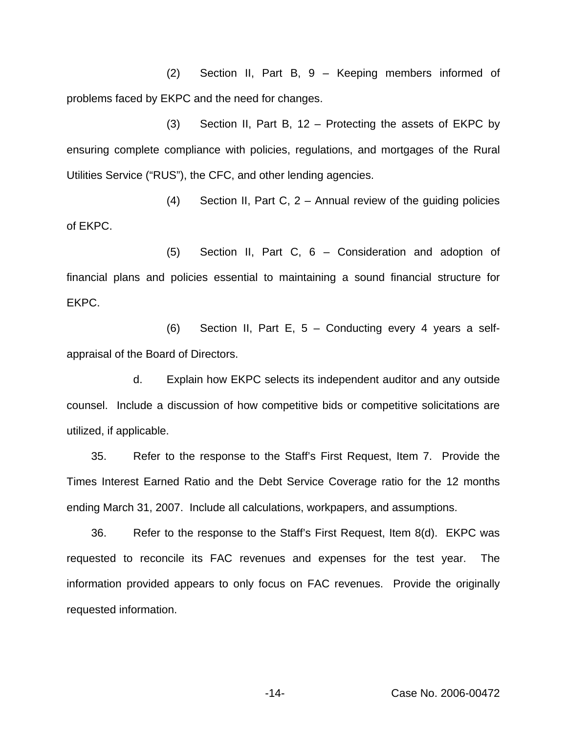(2) Section II, Part B, 9 – Keeping members informed of problems faced by EKPC and the need for changes.

(3) Section II, Part B, 12 – Protecting the assets of EKPC by ensuring complete compliance with policies, regulations, and mortgages of the Rural Utilities Service ("RUS"), the CFC, and other lending agencies.

(4) Section II, Part C, 2 – Annual review of the guiding policies of EKPC.

(5) Section II, Part C, 6 – Consideration and adoption of financial plans and policies essential to maintaining a sound financial structure for EKPC.

(6) Section II, Part E, 5 – Conducting every 4 years a self-appraisal of the Board of Directors.

d. Explain how EKPC selects its independent auditor and any outside counsel. Include a discussion of how competitive bids or competitive solicitations are utilized, if applicable.

35. Refer to the response to the Staff's First Request, Item 7. Provide the Times Interest Earned Ratio and the Debt Service Coverage ratio for the 12 months ending March 31, 2007. Include all calculations, workpapers, and assumptions.

36. Refer to the response to the Staff's First Request, Item 8(d). EKPC was requested to reconcile its FAC revenues and expenses for the test year. The information provided appears to only focus on FAC revenues. Provide the originally requested information.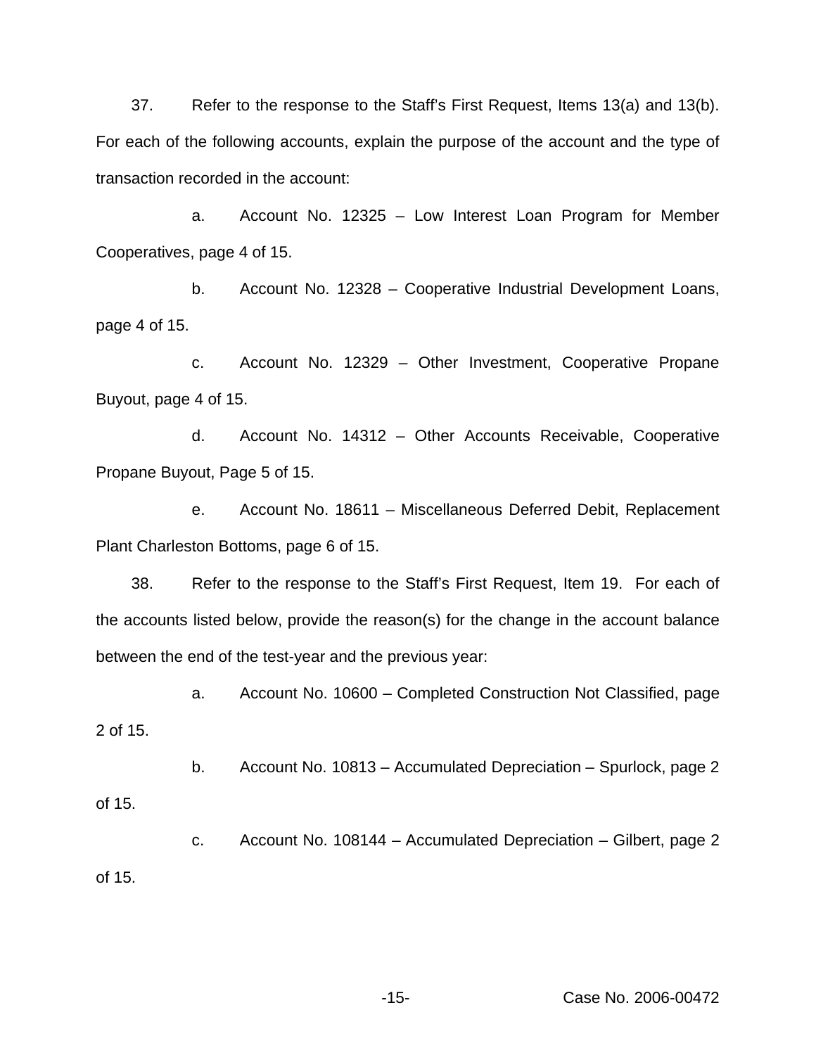37. Refer to the response to the Staff's First Request, Items 13(a) and 13(b). For each of the following accounts, explain the purpose of the account and the type of transaction recorded in the account:

a. Account No. 12325 – Low Interest Loan Program for Member Cooperatives, page 4 of 15.

b. Account No. 12328 – Cooperative Industrial Development Loans, page 4 of 15.

c. Account No. 12329 – Other Investment, Cooperative Propane Buyout, page 4 of 15.

d. Account No. 14312 – Other Accounts Receivable, Cooperative Propane Buyout, Page 5 of 15.

e. Account No. 18611 – Miscellaneous Deferred Debit, Replacement Plant Charleston Bottoms, page 6 of 15.

38. Refer to the response to the Staff's First Request, Item 19. For each of the accounts listed below, provide the reason(s) for the change in the account balance between the end of the test-year and the previous year:

a. Account No. 10600 – Completed Construction Not Classified, page 2 of 15.

b. Account No. 10813 – Accumulated Depreciation – Spurlock, page 2 of 15.

c. Account No. 108144 – Accumulated Depreciation – Gilbert, page 2 of 15.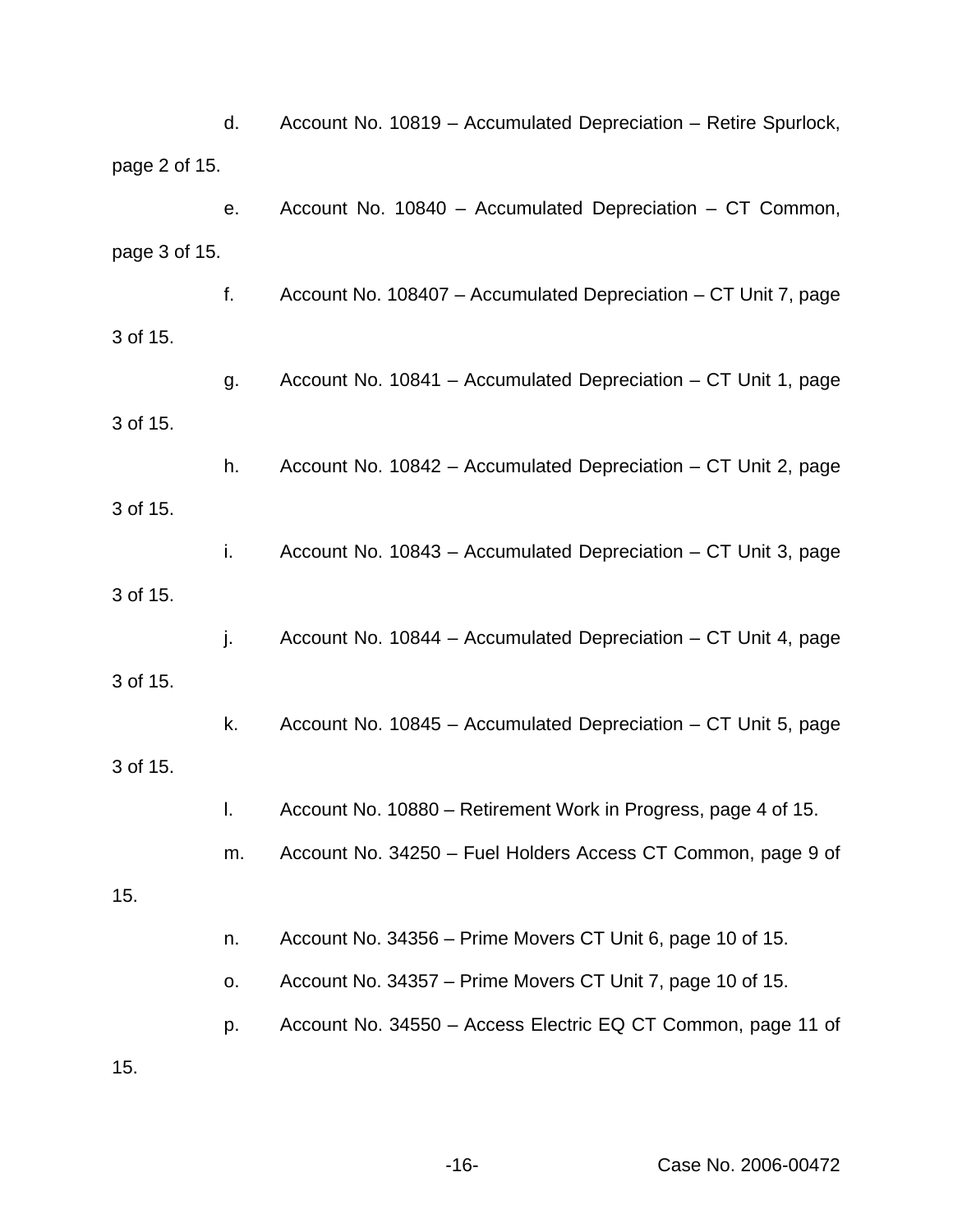d. Account No. 10819 – Accumulated Depreciation – Retire Spurlock, page 2 of 15.

e. Account No. 10840 – Accumulated Depreciation – CT Common, page 3 of 15.

f. Account No. 108407 – Accumulated Depreciation – CT Unit 7, page 3 of 15.

g. Account No. 10841 – Accumulated Depreciation – CT Unit 1, page 3 of 15.

h. Account No. 10842 – Accumulated Depreciation – CT Unit 2, page 3 of 15.

i. Account No. 10843 – Accumulated Depreciation – CT Unit 3, page 3 of 15.

j. Account No. 10844 – Accumulated Depreciation – CT Unit 4, page 3 of 15.

k. Account No. 10845 – Accumulated Depreciation – CT Unit 5, page 3 of 15.

l. Account No. 10880 – Retirement Work in Progress, page 4 of 15.

m. Account No. 34250 – Fuel Holders Access CT Common, page 9 of 15.

n. Account No. 34356 – Prime Movers CT Unit 6, page 10 of 15.

o. Account No. 34357 – Prime Movers CT Unit 7, page 10 of 15.

p. Account No. 34550 – Access Electric EQ CT Common, page 11 of 15.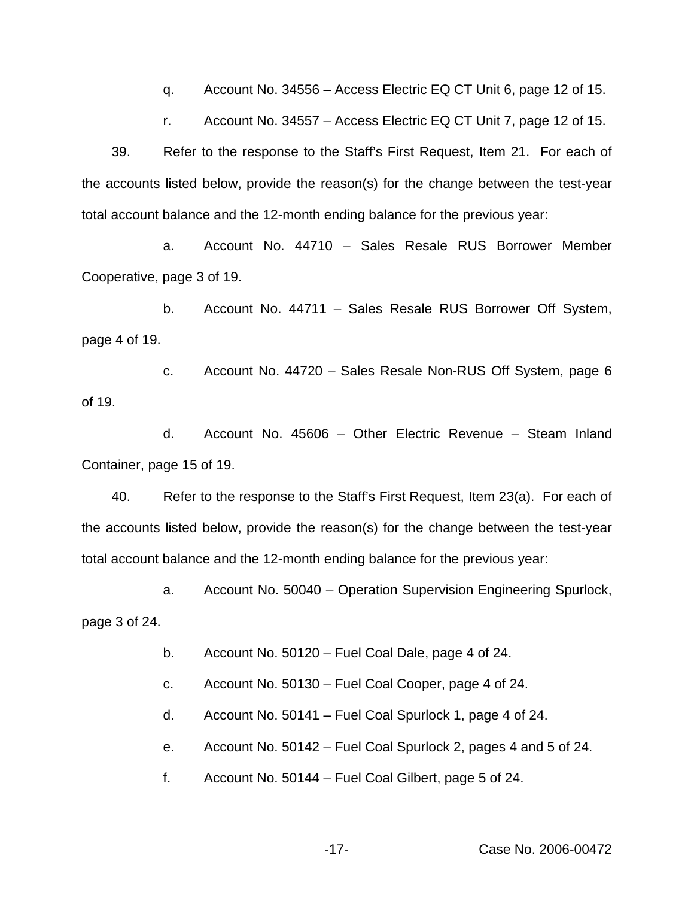q. Account No. 34556 – Access Electric EQ CT Unit 6, page 12 of 15.

r. Account No. 34557 – Access Electric EQ CT Unit 7, page 12 of 15.

39. Refer to the response to the Staff's First Request, Item 21. For each of the accounts listed below, provide the reason(s) for the change between the test-year total account balance and the 12-month ending balance for the previous year:

a. Account No. 44710 – Sales Resale RUS Borrower Member Cooperative, page 3 of 19.

b. Account No. 44711 – Sales Resale RUS Borrower Off System, page 4 of 19.

c. Account No. 44720 – Sales Resale Non-RUS Off System, page 6 of 19.

d. Account No. 45606 – Other Electric Revenue – Steam Inland Container, page 15 of 19.

40. Refer to the response to the Staff's First Request, Item 23(a). For each of the accounts listed below, provide the reason(s) for the change between the test-year total account balance and the 12-month ending balance for the previous year:

a. Account No. 50040 – Operation Supervision Engineering Spurlock, page 3 of 24.

b. Account No. 50120 – Fuel Coal Dale, page 4 of 24.

c. Account No. 50130 – Fuel Coal Cooper, page 4 of 24.

d. Account No. 50141 – Fuel Coal Spurlock 1, page 4 of 24.

e. Account No. 50142 – Fuel Coal Spurlock 2, pages 4 and 5 of 24.

f. Account No. 50144 – Fuel Coal Gilbert, page 5 of 24.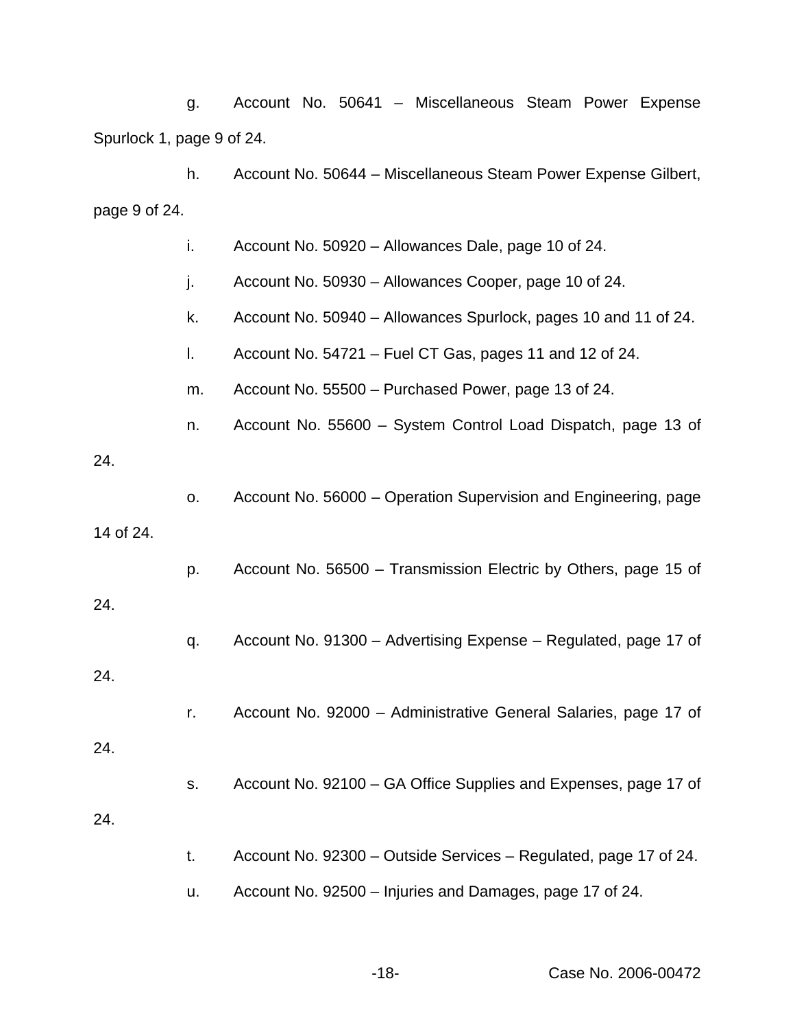g. Account No. 50641 – Miscellaneous Steam Power Expense Spurlock 1, page 9 of 24.

h. Account No. 50644 – Miscellaneous Steam Power Expense Gilbert, page 9 of 24.

i. Account No. 50920 – Allowances Dale, page 10 of 24.

j. Account No. 50930 – Allowances Cooper, page 10 of 24.

k. Account No. 50940 – Allowances Spurlock, pages 10 and 11 of 24.

l. Account No. 54721 – Fuel CT Gas, pages 11 and 12 of 24.

m. Account No. 55500 – Purchased Power, page 13 of 24.

n. Account No. 55600 – System Control Load Dispatch, page 13 of 24.

o. Account No. 56000 – Operation Supervision and Engineering, page 14 of 24.

p. Account No. 56500 – Transmission Electric by Others, page 15 of 24.

q. Account No. 91300 – Advertising Expense – Regulated, page 17 of 24.

r. Account No. 92000 – Administrative General Salaries, page 17 of 24.

s. Account No. 92100 – GA Office Supplies and Expenses, page 17 of 24.

t. Account No. 92300 – Outside Services – Regulated, page 17 of 24.

u. Account No. 92500 – Injuries and Damages, page 17 of 24.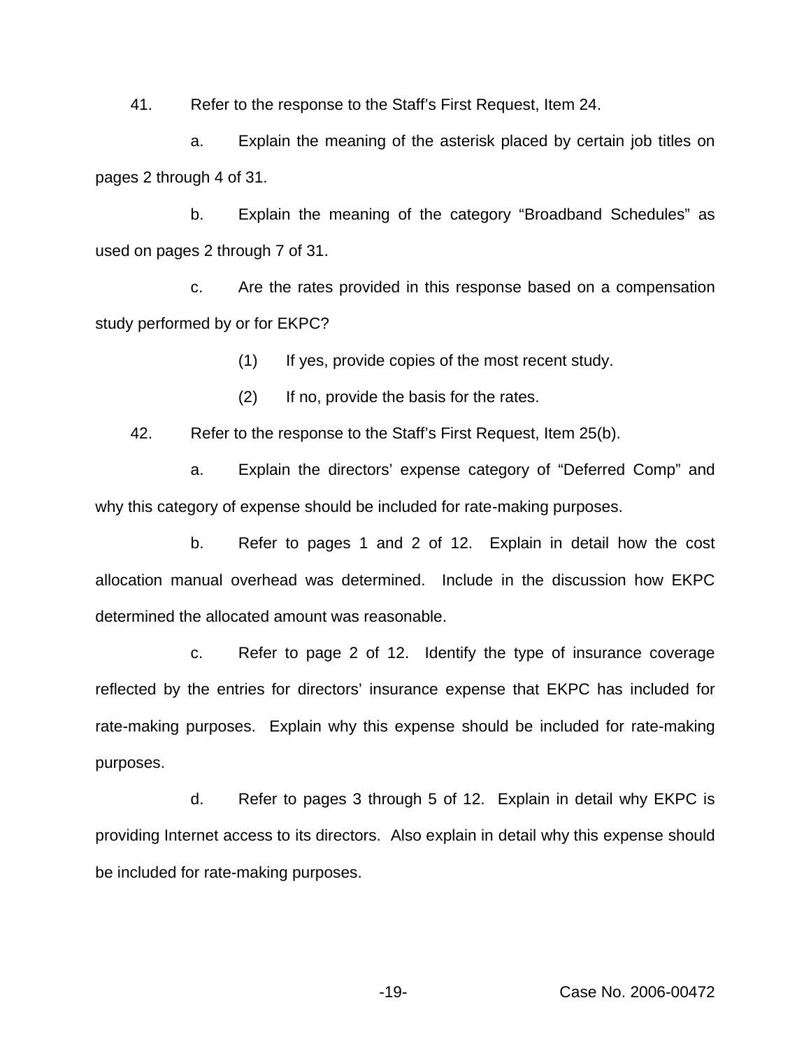41. Refer to the response to the Staff's First Request, Item 24.

a. Explain the meaning of the asterisk placed by certain job titles on pages 2 through 4 of 31.

b. Explain the meaning of the category "Broadband Schedules" as used on pages 2 through 7 of 31.

c. Are the rates provided in this response based on a compensation study performed by or for EKPC?

(1) If yes, provide copies of the most recent study.

(2) If no, provide the basis for the rates.

42. Refer to the response to the Staff's First Request, Item 25(b).

a. Explain the directors' expense category of "Deferred Comp" and why this category of expense should be included for rate-making purposes.

b. Refer to pages 1 and 2 of 12. Explain in detail how the cost allocation manual overhead was determined. Include in the discussion how EKPC determined the allocated amount was reasonable.

c. Refer to page 2 of 12. Identify the type of insurance coverage reflected by the entries for directors' insurance expense that EKPC has included for rate-making purposes. Explain why this expense should be included for rate-making purposes.

d. Refer to pages 3 through 5 of 12. Explain in detail why EKPC is providing Internet access to its directors. Also explain in detail why this expense should be included for rate-making purposes.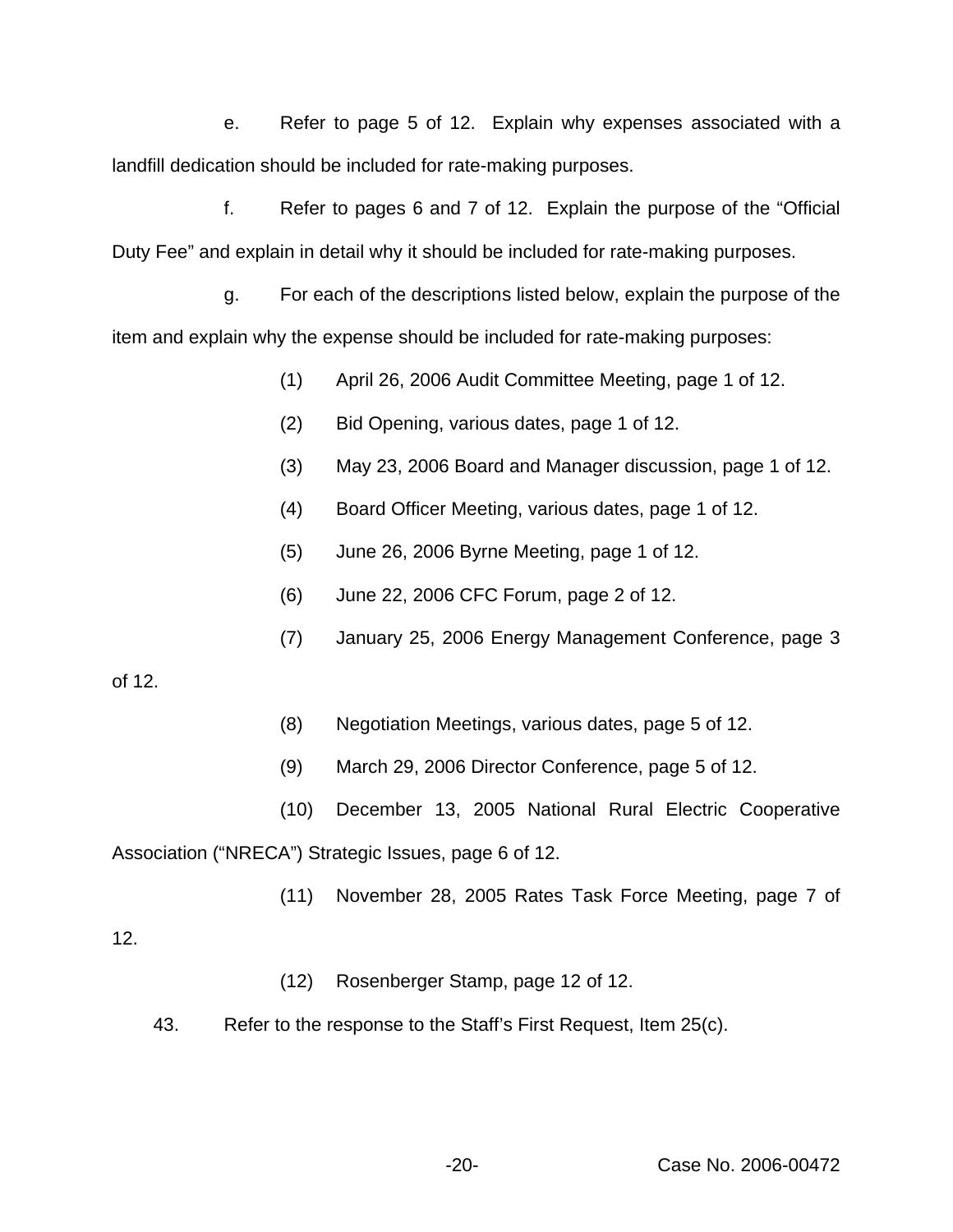e. Refer to page 5 of 12. Explain why expenses associated with a landfill dedication should be included for rate-making purposes.

f. Refer to pages 6 and 7 of 12. Explain the purpose of the "Official Duty Fee" and explain in detail why it should be included for rate-making purposes.

g. For each of the descriptions listed below, explain the purpose of the item and explain why the expense should be included for rate-making purposes:

(1) April 26, 2006 Audit Committee Meeting, page 1 of 12.

(2) Bid Opening, various dates, page 1 of 12.

(3) May 23, 2006 Board and Manager discussion, page 1 of 12.

(4) Board Officer Meeting, various dates, page 1 of 12.

(5) June 26, 2006 Byrne Meeting, page 1 of 12.

(6) June 22, 2006 CFC Forum, page 2 of 12.

(7) January 25, 2006 Energy Management Conference, page 3 of 12.

(8) Negotiation Meetings, various dates, page 5 of 12.

(9) March 29, 2006 Director Conference, page 5 of 12.

(10) December 13, 2005 National Rural Electric Cooperative Association ("NRECA") Strategic Issues, page 6 of 12.

(11) November 28, 2005 Rates Task Force Meeting, page 7 of 12.

(12) Rosenberger Stamp, page 12 of 12.

43. Refer to the response to the Staff's First Request, Item 25(c).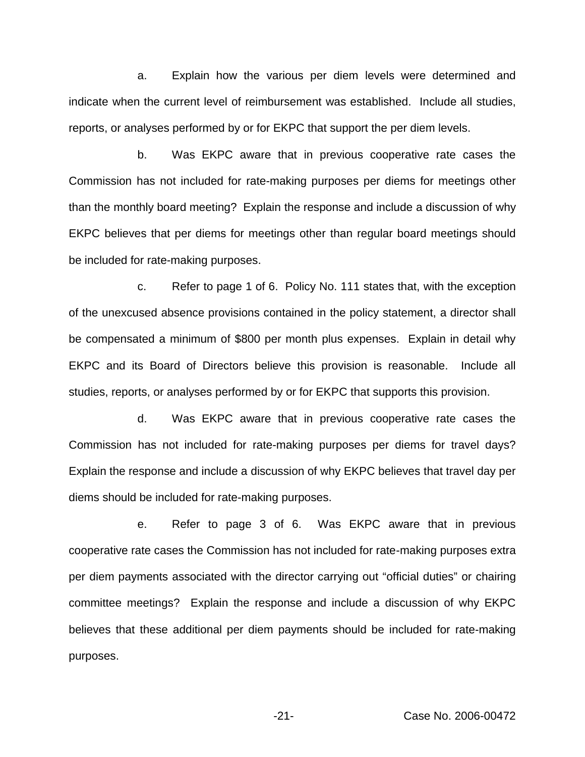a. Explain how the various per diem levels were determined and indicate when the current level of reimbursement was established. Include all studies, reports, or analyses performed by or for EKPC that support the per diem levels.

b. Was EKPC aware that in previous cooperative rate cases the Commission has not included for rate-making purposes per diems for meetings other than the monthly board meeting? Explain the response and include a discussion of why EKPC believes that per diems for meetings other than regular board meetings should be included for rate-making purposes.

c. Refer to page 1 of 6. Policy No. 111 states that, with the exception of the unexcused absence provisions contained in the policy statement, a director shall be compensated a minimum of $800 per month plus expenses. Explain in detail why EKPC and its Board of Directors believe this provision is reasonable. Include all studies, reports, or analyses performed by or for EKPC that supports this provision.

d. Was EKPC aware that in previous cooperative rate cases the Commission has not included for rate-making purposes per diems for travel days? Explain the response and include a discussion of why EKPC believes that travel day per diems should be included for rate-making purposes.

e. Refer to page 3 of 6. Was EKPC aware that in previous cooperative rate cases the Commission has not included for rate-making purposes extra per diem payments associated with the director carrying out "official duties" or chairing committee meetings? Explain the response and include a discussion of why EKPC believes that these additional per diem payments should be included for rate-making purposes.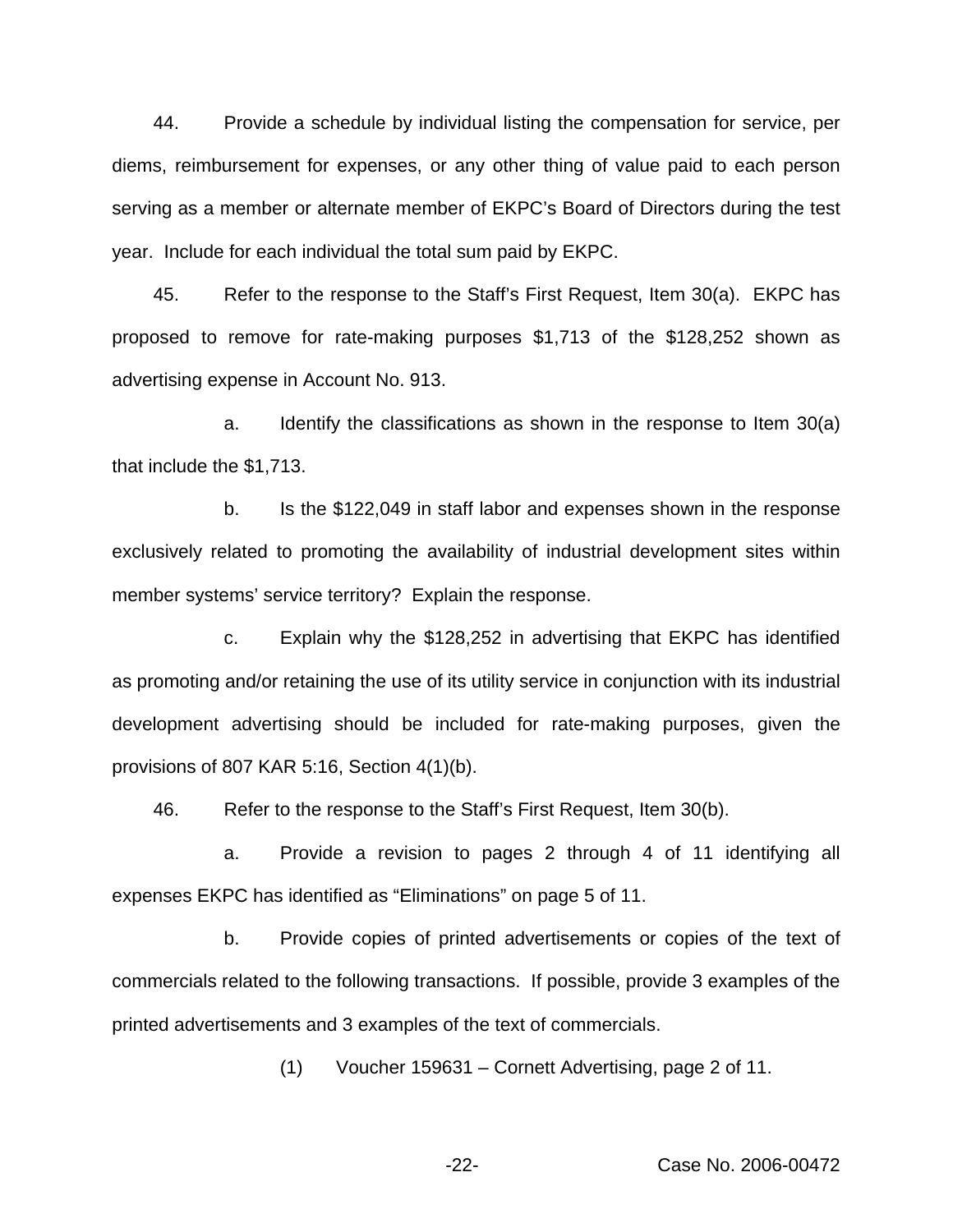44. Provide a schedule by individual listing the compensation for service, per diems, reimbursement for expenses, or any other thing of value paid to each person serving as a member or alternate member of EKPC's Board of Directors during the test year. Include for each individual the total sum paid by EKPC.

45. Refer to the response to the Staff's First Request, Item 30(a). EKPC has proposed to remove for rate-making purposes $1,713 of the $128,252 shown as advertising expense in Account No. 913.

a. Identify the classifications as shown in the response to Item 30(a) that include the $1,713.

b. Is the $122,049 in staff labor and expenses shown in the response exclusively related to promoting the availability of industrial development sites within member systems' service territory? Explain the response.

c. Explain why the $128,252 in advertising that EKPC has identified as promoting and/or retaining the use of its utility service in conjunction with its industrial development advertising should be included for rate-making purposes, given the provisions of 807 KAR 5:16, Section 4(1)(b).

46. Refer to the response to the Staff's First Request, Item 30(b).

a. Provide a revision to pages 2 through 4 of 11 identifying all expenses EKPC has identified as "Eliminations" on page 5 of 11.

b. Provide copies of printed advertisements or copies of the text of commercials related to the following transactions. If possible, provide 3 examples of the printed advertisements and 3 examples of the text of commercials.

(1) Voucher 159631 – Cornett Advertising, page 2 of 11.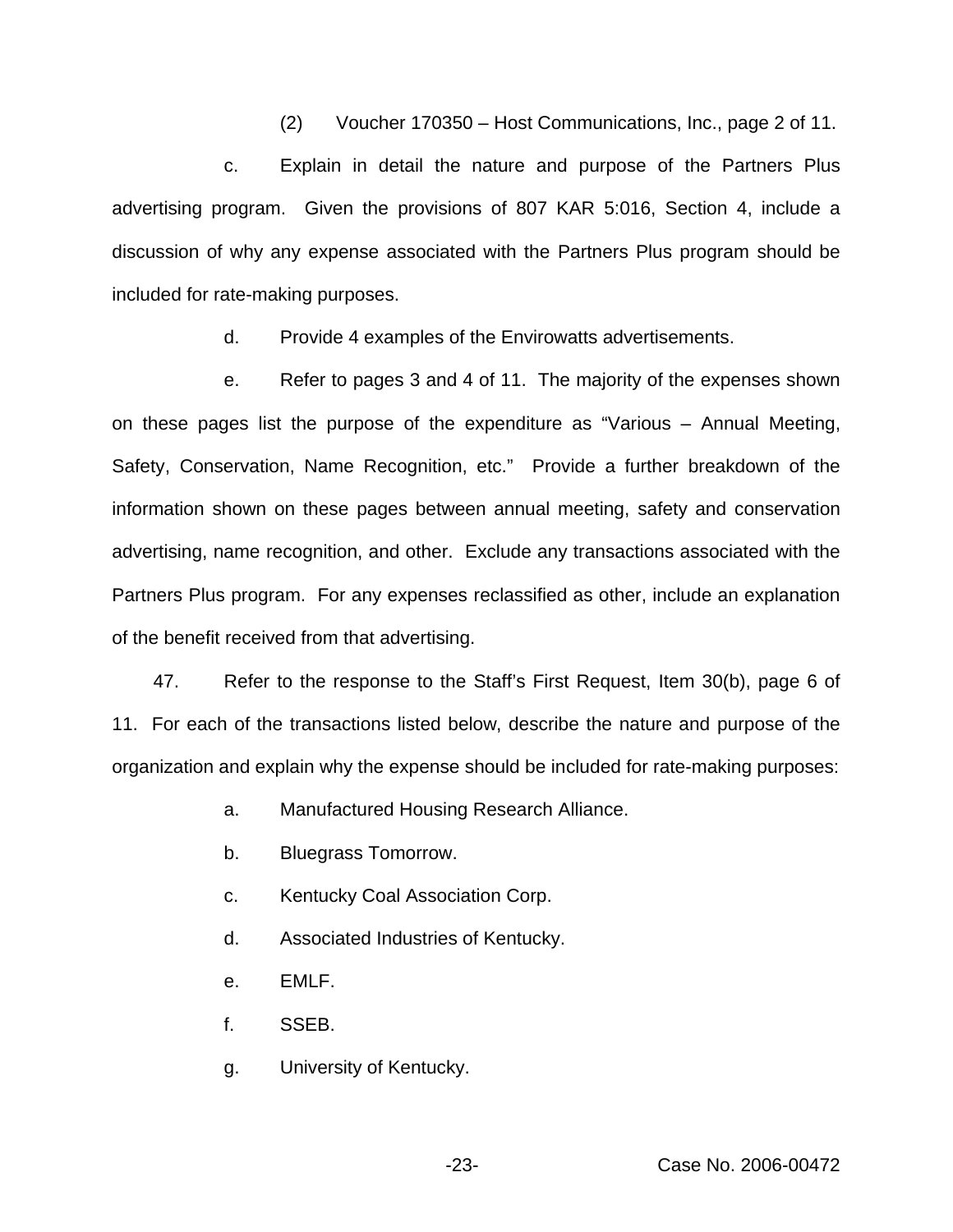(2) Voucher 170350 – Host Communications, Inc., page 2 of 11.

c. Explain in detail the nature and purpose of the Partners Plus advertising program. Given the provisions of 807 KAR 5:016, Section 4, include a discussion of why any expense associated with the Partners Plus program should be included for rate-making purposes.

d. Provide 4 examples of the Envirowatts advertisements.

e. Refer to pages 3 and 4 of 11. The majority of the expenses shown on these pages list the purpose of the expenditure as "Various – Annual Meeting, Safety, Conservation, Name Recognition, etc." Provide a further breakdown of the information shown on these pages between annual meeting, safety and conservation advertising, name recognition, and other. Exclude any transactions associated with the Partners Plus program. For any expenses reclassified as other, include an explanation of the benefit received from that advertising.

47. Refer to the response to the Staff's First Request, Item 30(b), page 6 of 11. For each of the transactions listed below, describe the nature and purpose of the organization and explain why the expense should be included for rate-making purposes:

a. Manufactured Housing Research Alliance.

b. Bluegrass Tomorrow.

c. Kentucky Coal Association Corp.

d. Associated Industries of Kentucky.

e. EMLF.

f. SSEB.

g. University of Kentucky.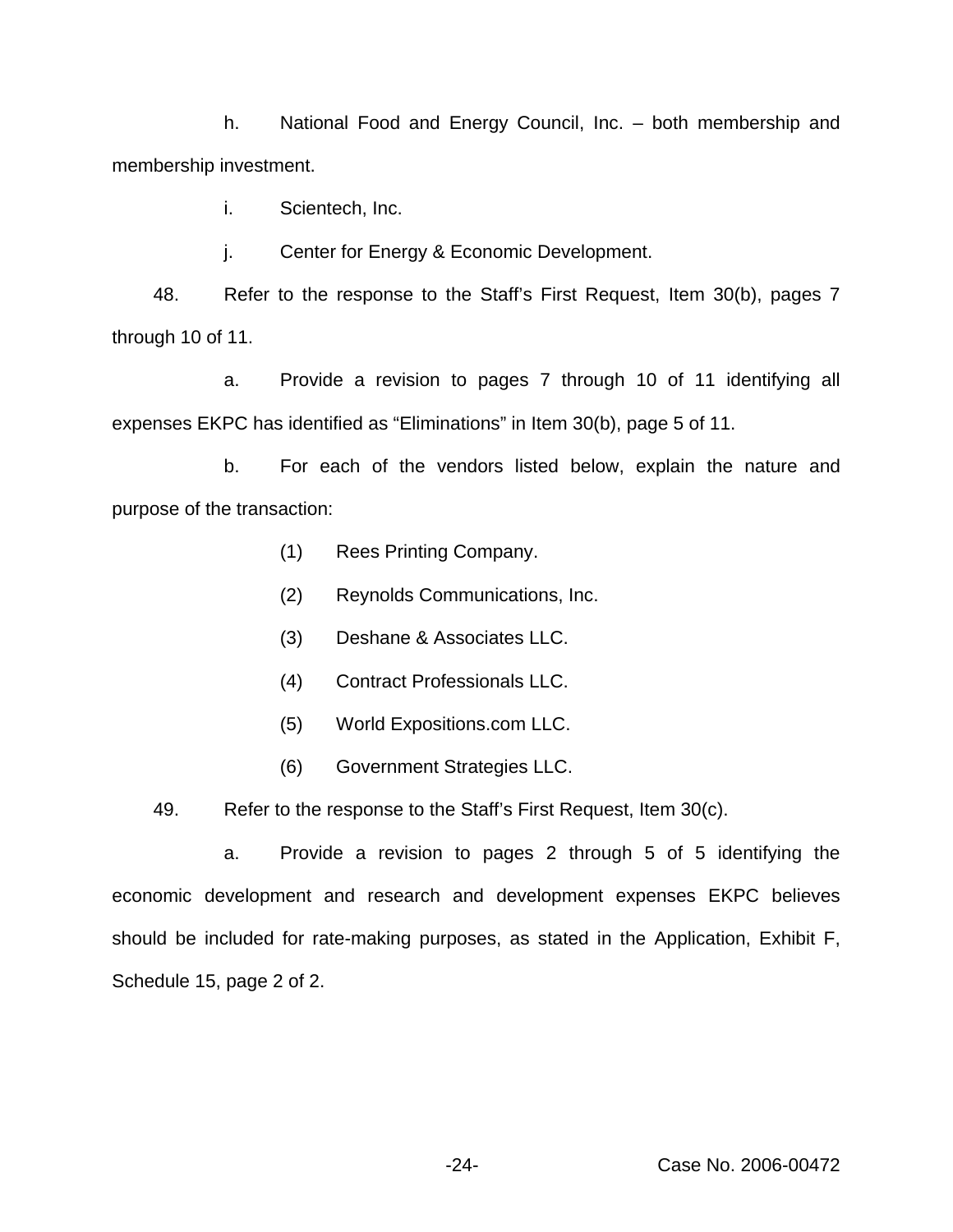h. National Food and Energy Council, Inc. – both membership and membership investment.

i. Scientech, Inc.

j. Center for Energy & Economic Development.

48. Refer to the response to the Staff's First Request, Item 30(b), pages 7 through 10 of 11.

a. Provide a revision to pages 7 through 10 of 11 identifying all expenses EKPC has identified as "Eliminations" in Item 30(b), page 5 of 11.

b. For each of the vendors listed below, explain the nature and purpose of the transaction:

(1) Rees Printing Company.

(2) Reynolds Communications, Inc.

(3) Deshane & Associates LLC.

(4) Contract Professionals LLC.

(5) World Expositions.com LLC.

(6) Government Strategies LLC.

49. Refer to the response to the Staff's First Request, Item 30(c).

a. Provide a revision to pages 2 through 5 of 5 identifying the economic development and research and development expenses EKPC believes should be included for rate-making purposes, as stated in the Application, Exhibit F, Schedule 15, page 2 of 2.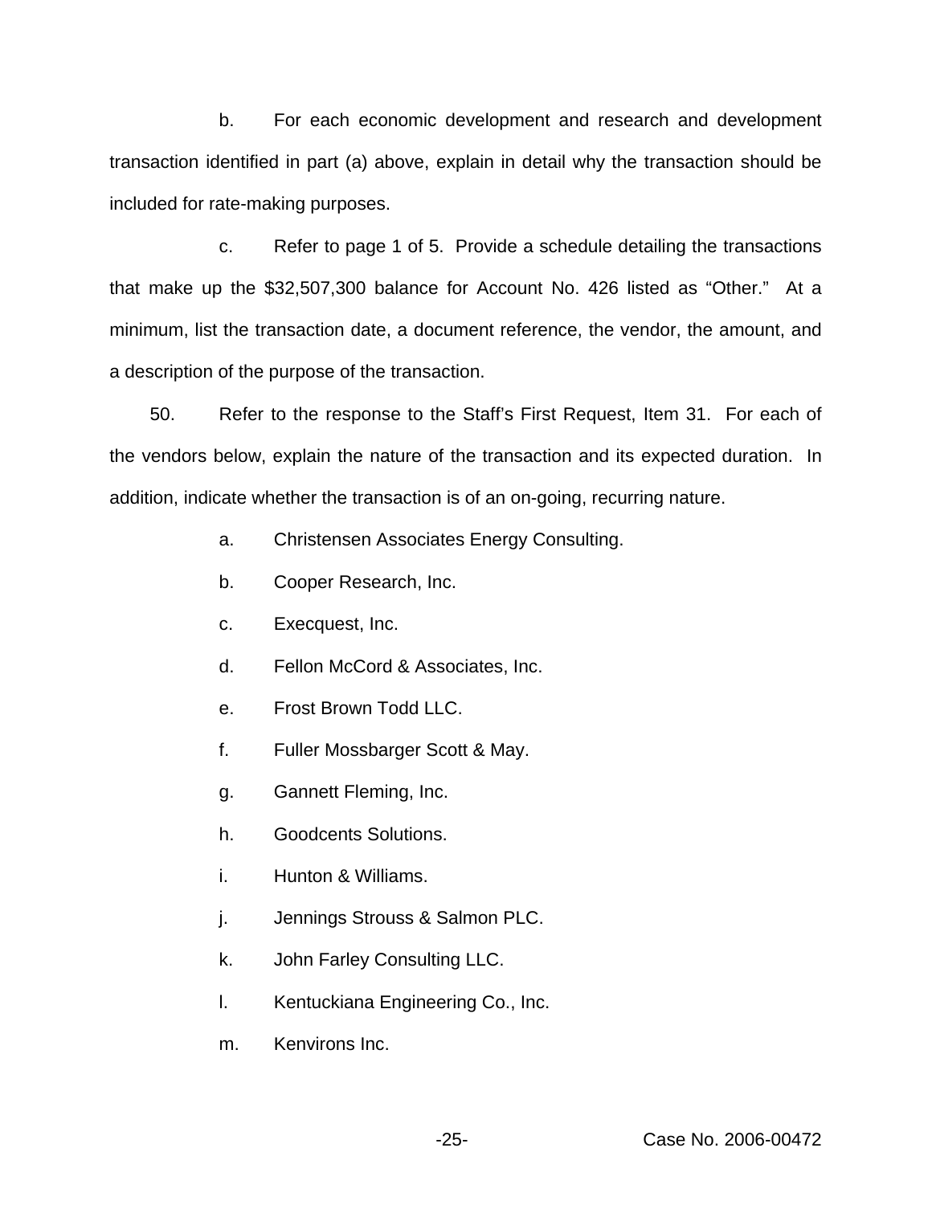b. For each economic development and research and development transaction identified in part (a) above, explain in detail why the transaction should be included for rate-making purposes.

c. Refer to page 1 of 5. Provide a schedule detailing the transactions that make up the $32,507,300 balance for Account No. 426 listed as "Other." At a minimum, list the transaction date, a document reference, the vendor, the amount, and a description of the purpose of the transaction.

50. Refer to the response to the Staff's First Request, Item 31. For each of the vendors below, explain the nature of the transaction and its expected duration. In addition, indicate whether the transaction is of an on-going, recurring nature.

a. Christensen Associates Energy Consulting.

b. Cooper Research, Inc.

c. Execquest, Inc.

d. Fellon McCord & Associates, Inc.

e. Frost Brown Todd LLC.

f. Fuller Mossbarger Scott & May.

g. Gannett Fleming, Inc.

h. Goodcents Solutions.

i. Hunton & Williams.

j. Jennings Strouss & Salmon PLC.

k. John Farley Consulting LLC.

l. Kentuckiana Engineering Co., Inc.

m. Kenvirons Inc.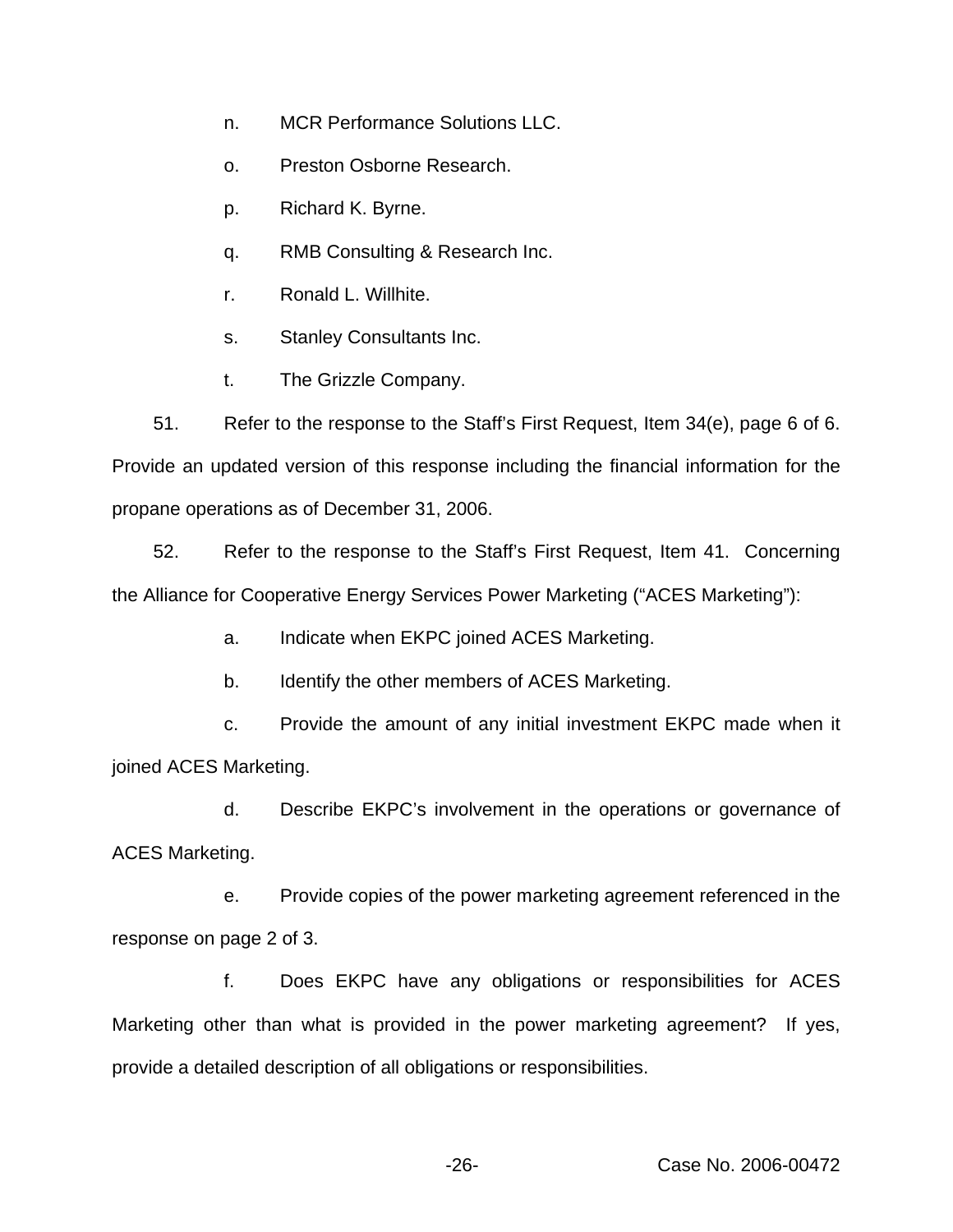n. MCR Performance Solutions LLC.

o. Preston Osborne Research.

p. Richard K. Byrne.

q. RMB Consulting & Research Inc.

r. Ronald L. Willhite.

s. Stanley Consultants Inc.

t. The Grizzle Company.

51. Refer to the response to the Staff's First Request, Item 34(e), page 6 of 6. Provide an updated version of this response including the financial information for the propane operations as of December 31, 2006.

52. Refer to the response to the Staff's First Request, Item 41. Concerning the Alliance for Cooperative Energy Services Power Marketing ("ACES Marketing"):

a. Indicate when EKPC joined ACES Marketing.

b. Identify the other members of ACES Marketing.

c. Provide the amount of any initial investment EKPC made when it joined ACES Marketing.

d. Describe EKPC's involvement in the operations or governance of ACES Marketing.

e. Provide copies of the power marketing agreement referenced in the response on page 2 of 3.

f. Does EKPC have any obligations or responsibilities for ACES Marketing other than what is provided in the power marketing agreement? If yes, provide a detailed description of all obligations or responsibilities.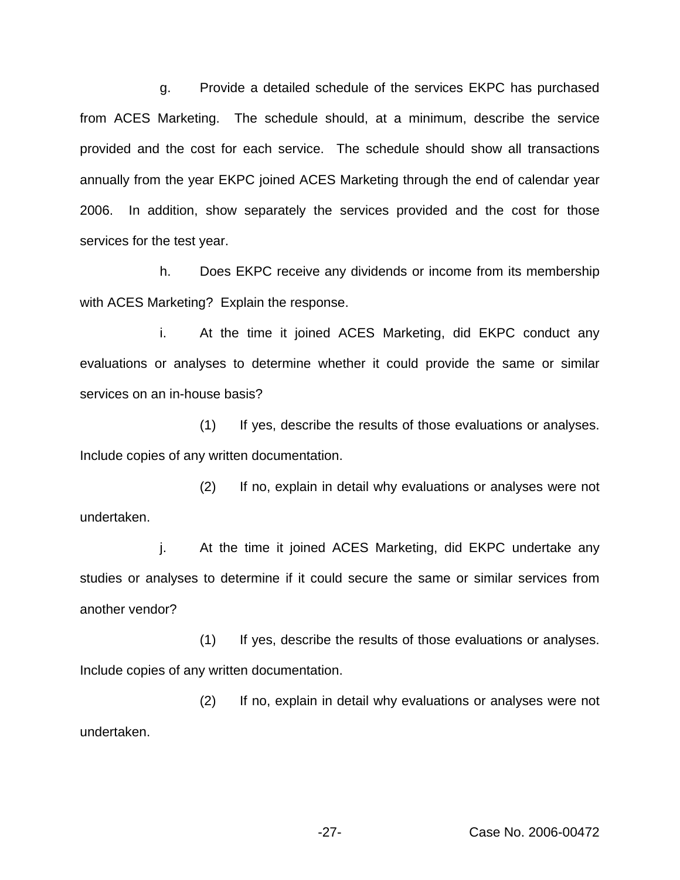g. Provide a detailed schedule of the services EKPC has purchased from ACES Marketing. The schedule should, at a minimum, describe the service provided and the cost for each service. The schedule should show all transactions annually from the year EKPC joined ACES Marketing through the end of calendar year 2006. In addition, show separately the services provided and the cost for those services for the test year.

h. Does EKPC receive any dividends or income from its membership with ACES Marketing? Explain the response.

i. At the time it joined ACES Marketing, did EKPC conduct any evaluations or analyses to determine whether it could provide the same or similar services on an in-house basis?

(1) If yes, describe the results of those evaluations or analyses. Include copies of any written documentation.

(2) If no, explain in detail why evaluations or analyses were not undertaken.

j. At the time it joined ACES Marketing, did EKPC undertake any studies or analyses to determine if it could secure the same or similar services from another vendor?

(1) If yes, describe the results of those evaluations or analyses. Include copies of any written documentation.

(2) If no, explain in detail why evaluations or analyses were not undertaken.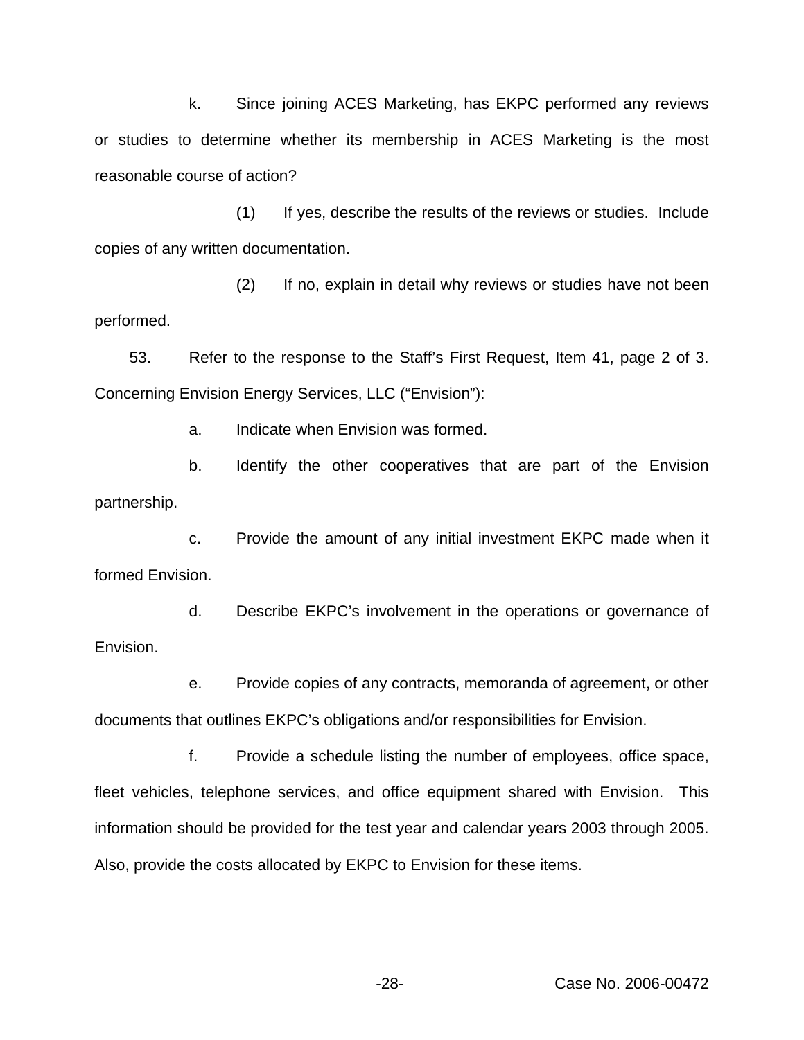k. Since joining ACES Marketing, has EKPC performed any reviews or studies to determine whether its membership in ACES Marketing is the most reasonable course of action?

(1) If yes, describe the results of the reviews or studies. Include copies of any written documentation.

(2) If no, explain in detail why reviews or studies have not been performed.

53. Refer to the response to the Staff's First Request, Item 41, page 2 of 3. Concerning Envision Energy Services, LLC ("Envision"):

a. Indicate when Envision was formed.

b. Identify the other cooperatives that are part of the Envision partnership.

c. Provide the amount of any initial investment EKPC made when it formed Envision.

d. Describe EKPC's involvement in the operations or governance of Envision.

e. Provide copies of any contracts, memoranda of agreement, or other documents that outlines EKPC's obligations and/or responsibilities for Envision.

f. Provide a schedule listing the number of employees, office space, fleet vehicles, telephone services, and office equipment shared with Envision. This information should be provided for the test year and calendar years 2003 through 2005. Also, provide the costs allocated by EKPC to Envision for these items.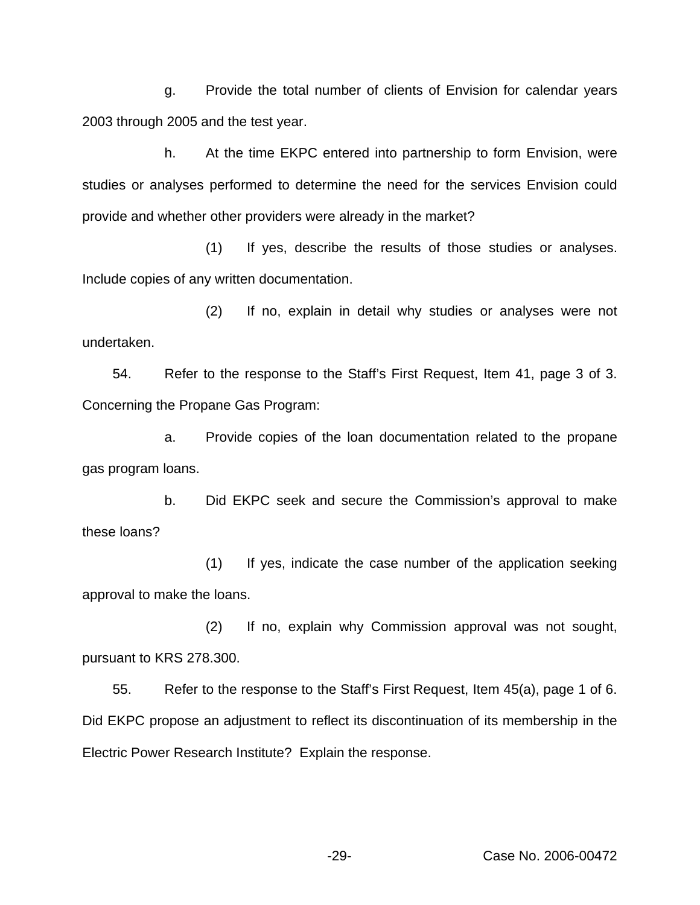g. Provide the total number of clients of Envision for calendar years 2003 through 2005 and the test year.

h. At the time EKPC entered into partnership to form Envision, were studies or analyses performed to determine the need for the services Envision could provide and whether other providers were already in the market?

(1) If yes, describe the results of those studies or analyses. Include copies of any written documentation.

(2) If no, explain in detail why studies or analyses were not undertaken.

54. Refer to the response to the Staff's First Request, Item 41, page 3 of 3. Concerning the Propane Gas Program:

a. Provide copies of the loan documentation related to the propane gas program loans.

b. Did EKPC seek and secure the Commission's approval to make these loans?

(1) If yes, indicate the case number of the application seeking approval to make the loans.

(2) If no, explain why Commission approval was not sought, pursuant to KRS 278.300.

55. Refer to the response to the Staff's First Request, Item 45(a), page 1 of 6. Did EKPC propose an adjustment to reflect its discontinuation of its membership in the Electric Power Research Institute? Explain the response.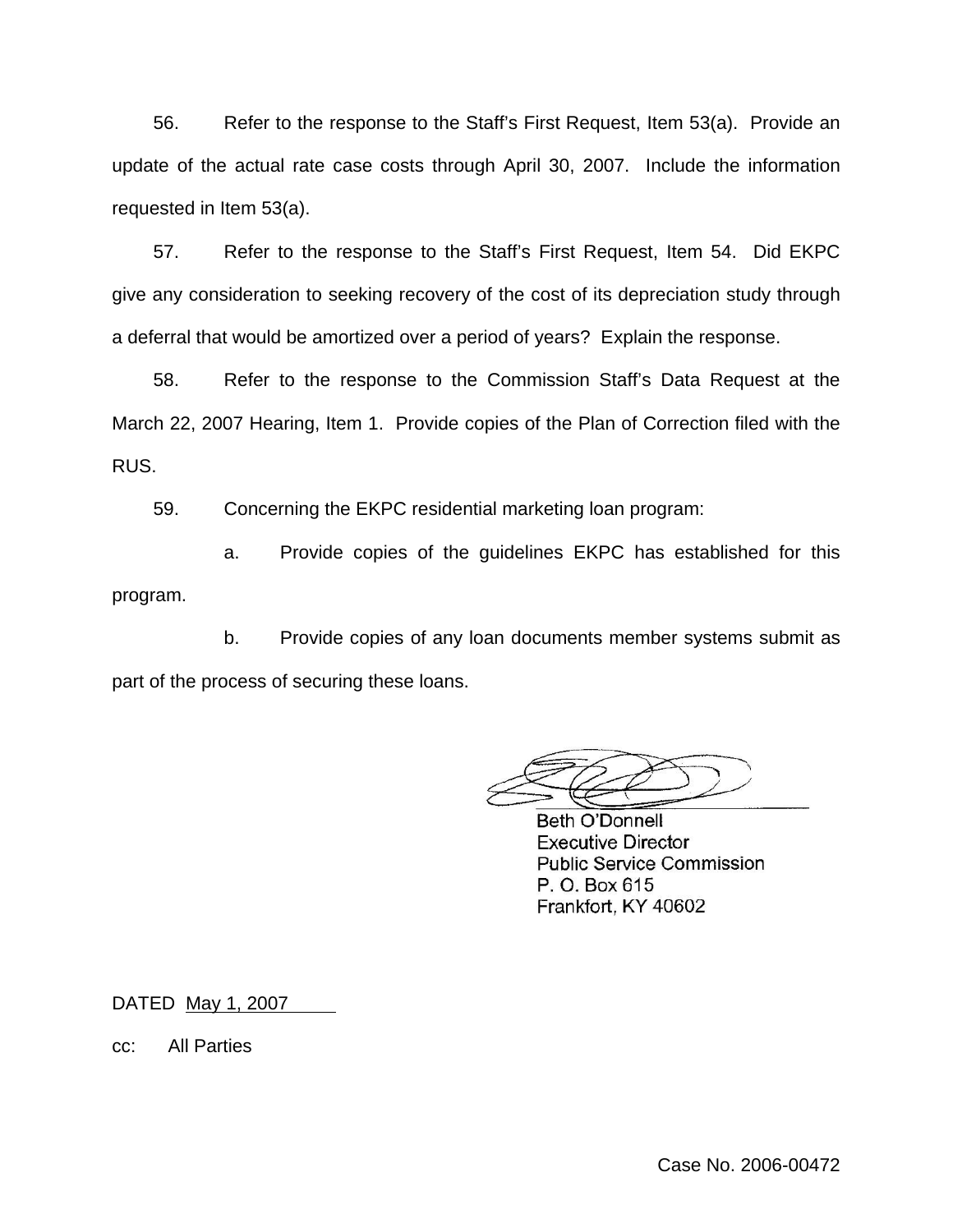56. Refer to the response to the Staff's First Request, Item 53(a). Provide an update of the actual rate case costs through April 30, 2007. Include the information requested in Item 53(a).

57. Refer to the response to the Staff's First Request, Item 54. Did EKPC give any consideration to seeking recovery of the cost of its depreciation study through a deferral that would be amortized over a period of years? Explain the response.

58. Refer to the response to the Commission Staff's Data Request at the March 22, 2007 Hearing, Item 1. Provide copies of the Plan of Correction filed with the RUS.

59. Concerning the EKPC residential marketing loan program:

a. Provide copies of the guidelines EKPC has established for this program.

b. Provide copies of any loan documents member systems submit as part of the process of securing these loans.

Beth O'Donnell
Executive Director
Public Service Commission
P. O. Box 615
Frankfort, KY 40602

DATED May 1, 2007

cc: All Parties

Case No. 2006-00472